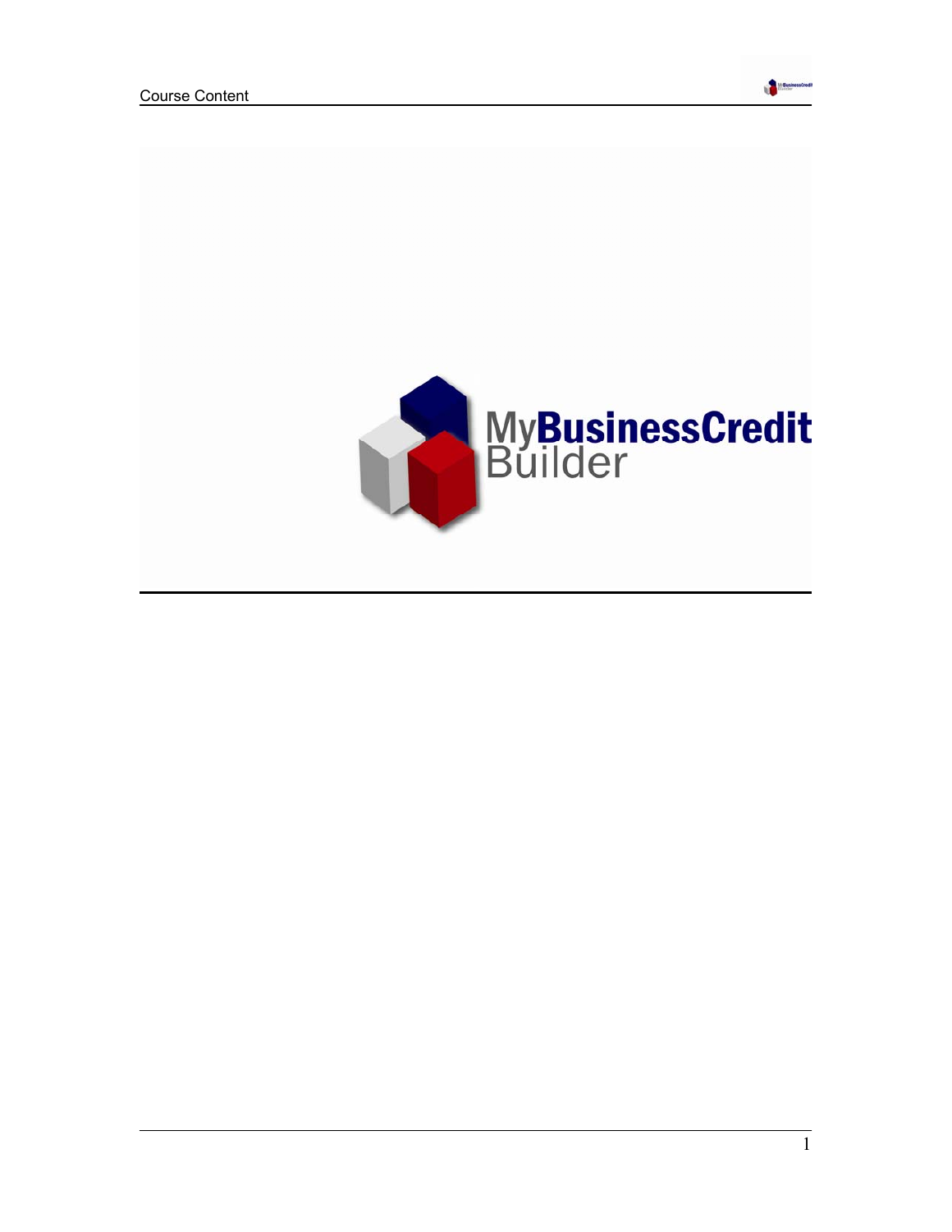MyBusinessCredit Builder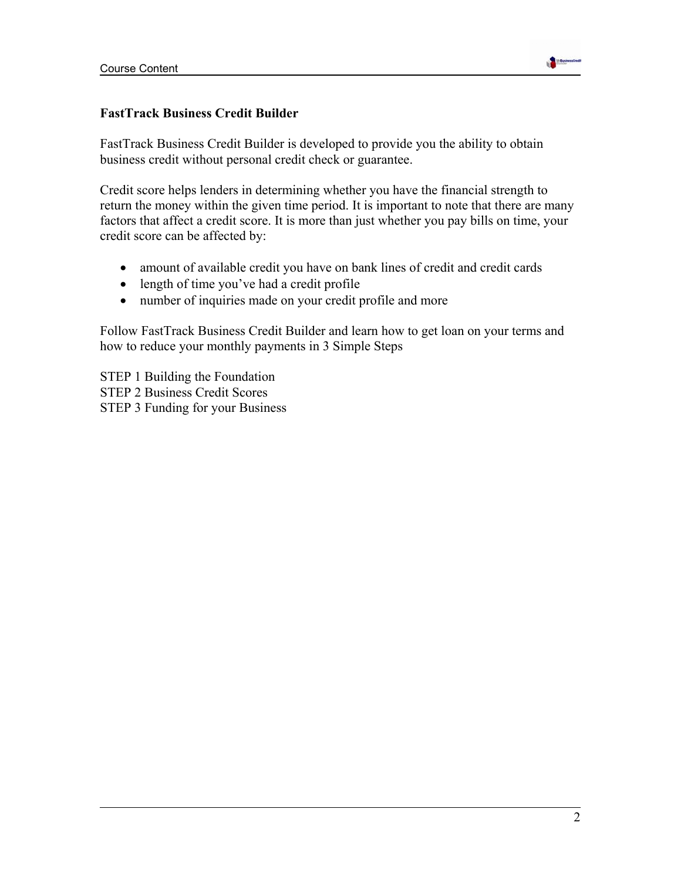**FastTrack Business Credit Builder**

FastTrack Business Credit Builder is developed to provide you the ability to obtain business credit without personal credit check or guarantee.

Credit score helps lenders in determining whether you have the financial strength to return the money within the given time period. It is important to note that there are many factors that affect a credit score. It is more than just whether you pay bills on time, your credit score can be affected by:

- amount of available credit you have on bank lines of credit and credit cards
- length of time you've had a credit profile
- number of inquiries made on your credit profile and more

Follow FastTrack Business Credit Builder and learn how to get loan on your terms and how to reduce your monthly payments in 3 Simple Steps

STEP 1 Building the Foundation
STEP 2 Business Credit Scores
STEP 3 Funding for your Business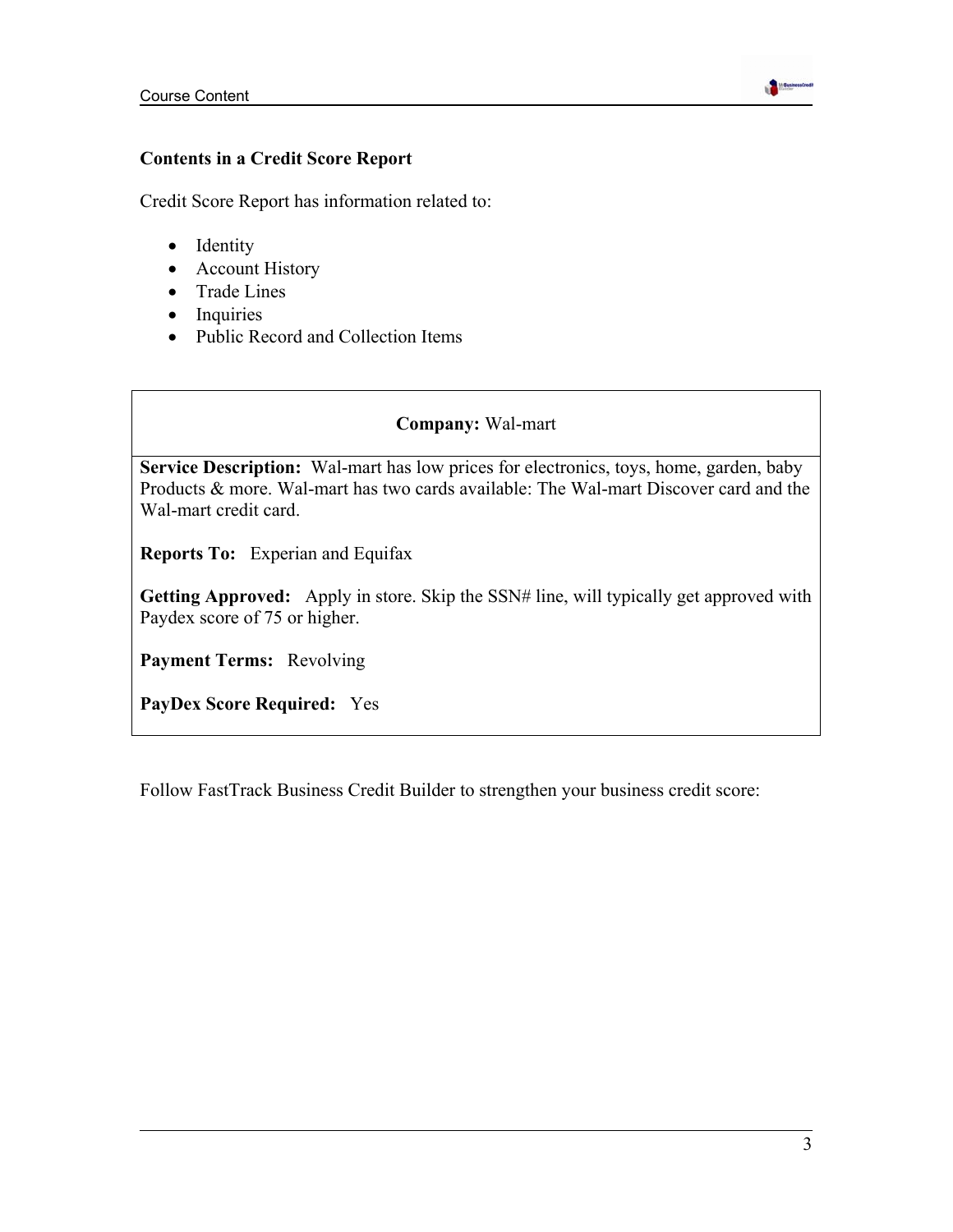### Contents in a Credit Score Report

Credit Score Report has information related to:

- Identity
- Account History
- Trade Lines
- Inquiries
- Public Record and Collection Items

| **Company:** Wal-mart |
|---|
| **Service Description:** Wal-mart has low prices for electronics, toys, home, garden, baby Products & more. Wal-mart has two cards available: The Wal-mart Discover card and the Wal-mart credit card.<br><br>**Reports To:** Experian and Equifax<br><br>**Getting Approved:** Apply in store. Skip the SSN# line, will typically get approved with Paydex score of 75 or higher.<br><br>**Payment Terms:** Revolving<br><br>**PayDex Score Required:** Yes |

Follow FastTrack Business Credit Builder to strengthen your business credit score: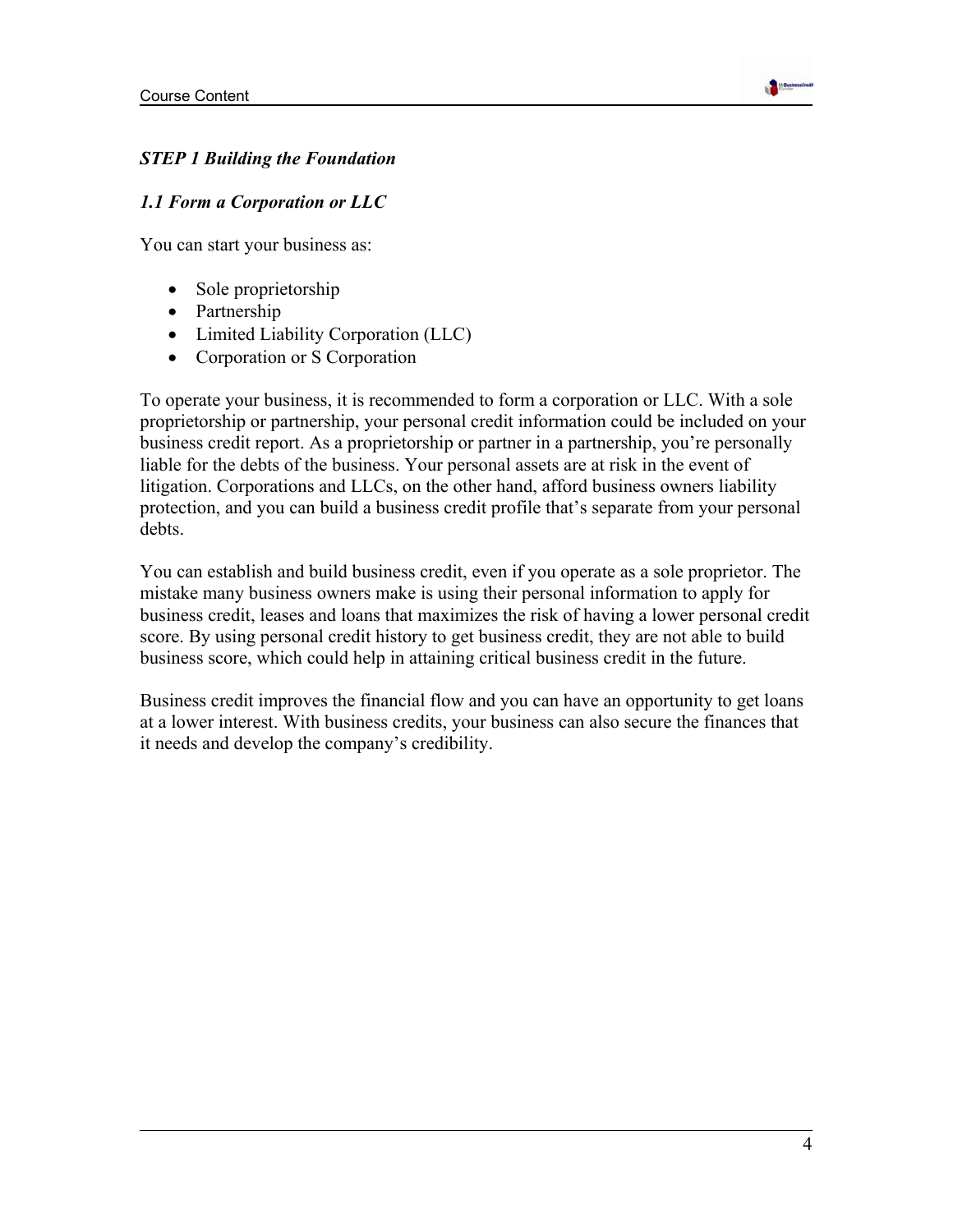### *STEP 1 Building the Foundation*

### *1.1 Form a Corporation or LLC*

You can start your business as:

- Sole proprietorship
- Partnership
- Limited Liability Corporation (LLC)
- Corporation or S Corporation

To operate your business, it is recommended to form a corporation or LLC. With a sole proprietorship or partnership, your personal credit information could be included on your business credit report. As a proprietorship or partner in a partnership, you're personally liable for the debts of the business. Your personal assets are at risk in the event of litigation. Corporations and LLCs, on the other hand, afford business owners liability protection, and you can build a business credit profile that's separate from your personal debts.

You can establish and build business credit, even if you operate as a sole proprietor. The mistake many business owners make is using their personal information to apply for business credit, leases and loans that maximizes the risk of having a lower personal credit score. By using personal credit history to get business credit, they are not able to build business score, which could help in attaining critical business credit in the future.

Business credit improves the financial flow and you can have an opportunity to get loans at a lower interest. With business credits, your business can also secure the finances that it needs and develop the company's credibility.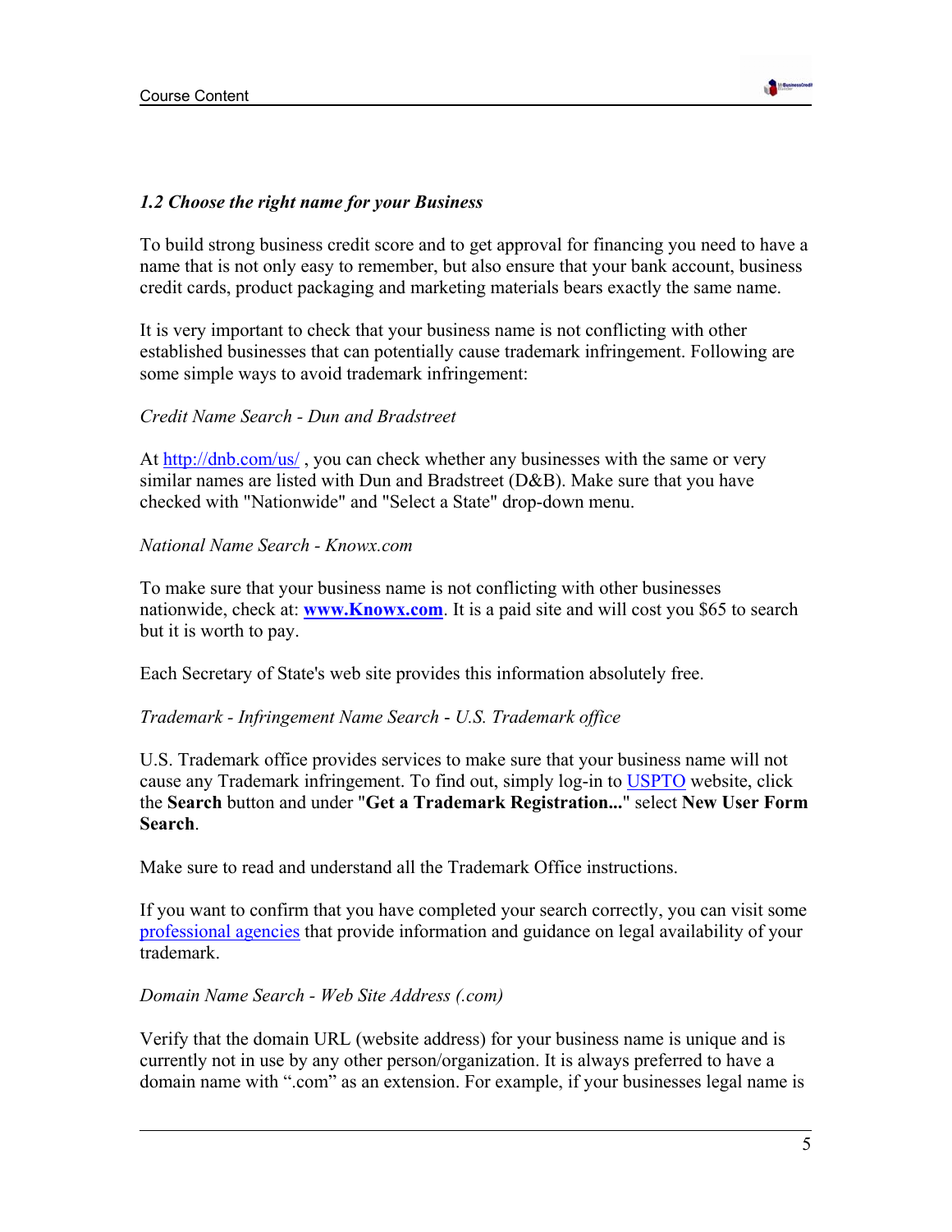### *1.2 Choose the right name for your Business*

To build strong business credit score and to get approval for financing you need to have a name that is not only easy to remember, but also ensure that your bank account, business credit cards, product packaging and marketing materials bears exactly the same name.

It is very important to check that your business name is not conflicting with other established businesses that can potentially cause trademark infringement. Following are some simple ways to avoid trademark infringement:

*Credit Name Search - Dun and Bradstreet*

At http://dnb.com/us/ , you can check whether any businesses with the same or very similar names are listed with Dun and Bradstreet (D&B). Make sure that you have checked with "Nationwide" and "Select a State" drop-down menu.

*National Name Search - Knowx.com*

To make sure that your business name is not conflicting with other businesses nationwide, check at: **www.Knowx.com**. It is a paid site and will cost you $65 to search but it is worth to pay.

Each Secretary of State's web site provides this information absolutely free.

*Trademark - Infringement Name Search - U.S. Trademark office*

U.S. Trademark office provides services to make sure that your business name will not cause any Trademark infringement. To find out, simply log-in to USPTO website, click the **Search** button and under "**Get a Trademark Registration...**" select **New User Form Search**.

Make sure to read and understand all the Trademark Office instructions.

If you want to confirm that you have completed your search correctly, you can visit some professional agencies that provide information and guidance on legal availability of your trademark.

*Domain Name Search - Web Site Address (.com)*

Verify that the domain URL (website address) for your business name is unique and is currently not in use by any other person/organization. It is always preferred to have a domain name with ".com" as an extension. For example, if your businesses legal name is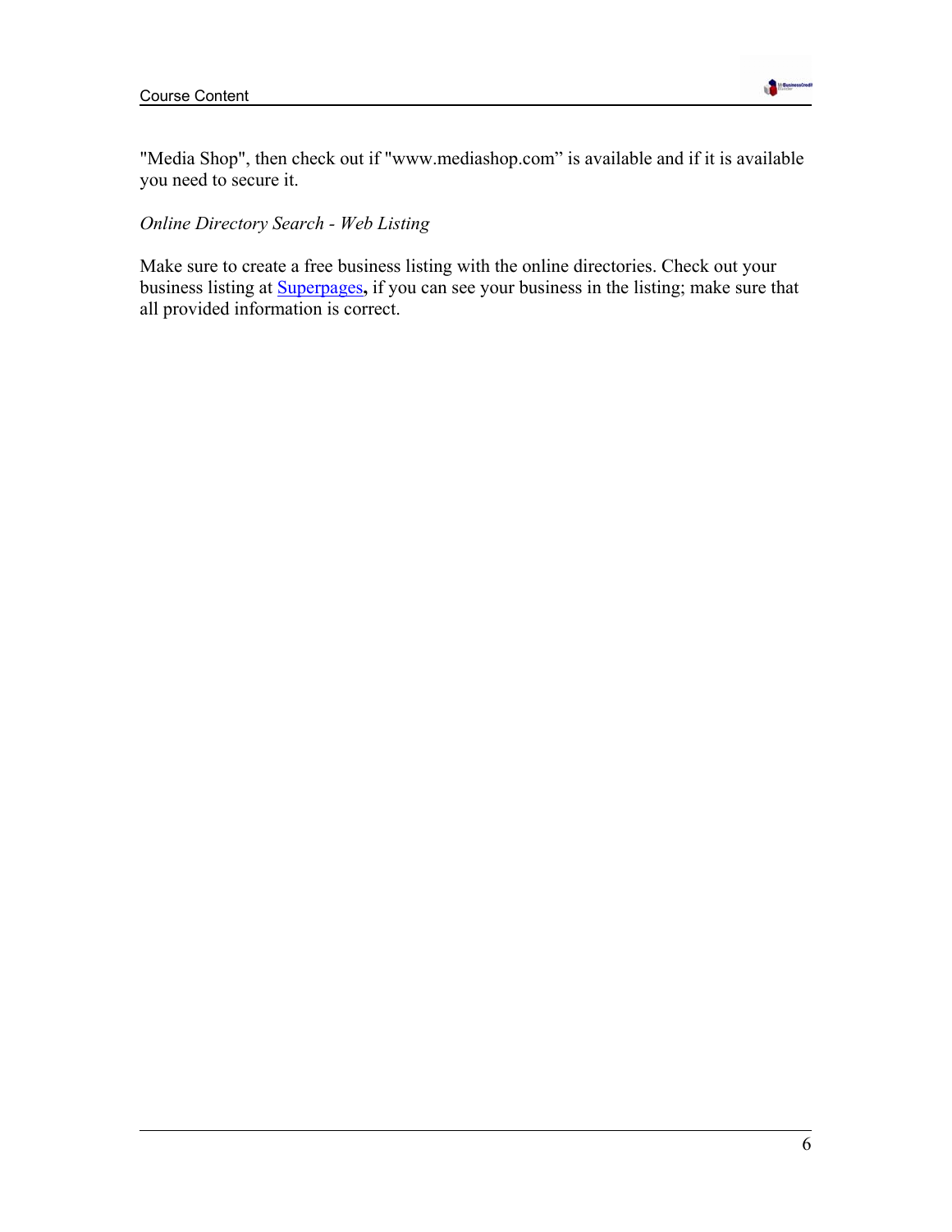"Media Shop", then check out if "www.mediashop.com" is available and if it is available you need to secure it.

*Online Directory Search - Web Listing*

Make sure to create a free business listing with the online directories. Check out your business listing at Superpages**,** if you can see your business in the listing; make sure that all provided information is correct.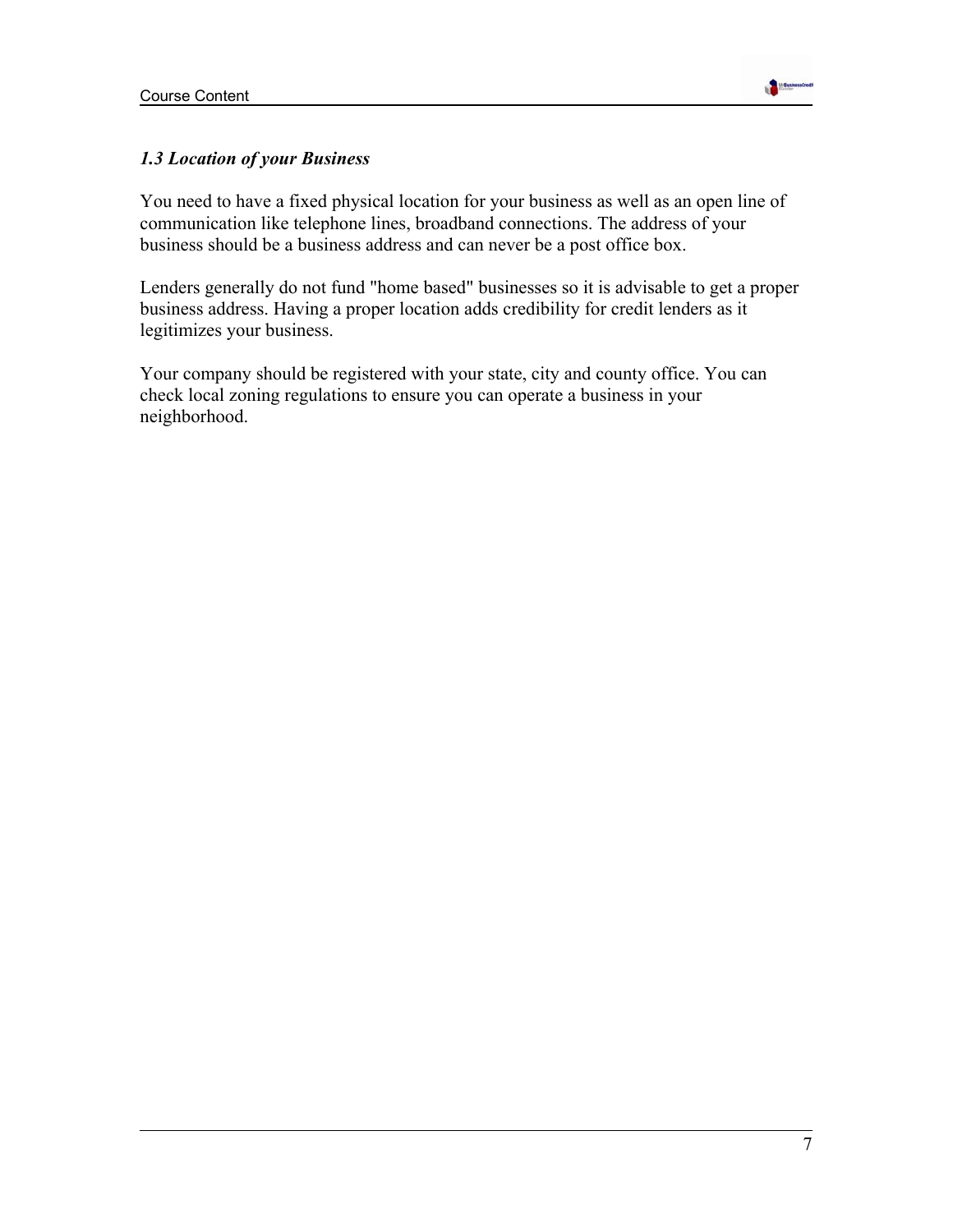### *1.3 Location of your Business*

You need to have a fixed physical location for your business as well as an open line of communication like telephone lines, broadband connections. The address of your business should be a business address and can never be a post office box.

Lenders generally do not fund "home based" businesses so it is advisable to get a proper business address. Having a proper location adds credibility for credit lenders as it legitimizes your business.

Your company should be registered with your state, city and county office. You can check local zoning regulations to ensure you can operate a business in your neighborhood.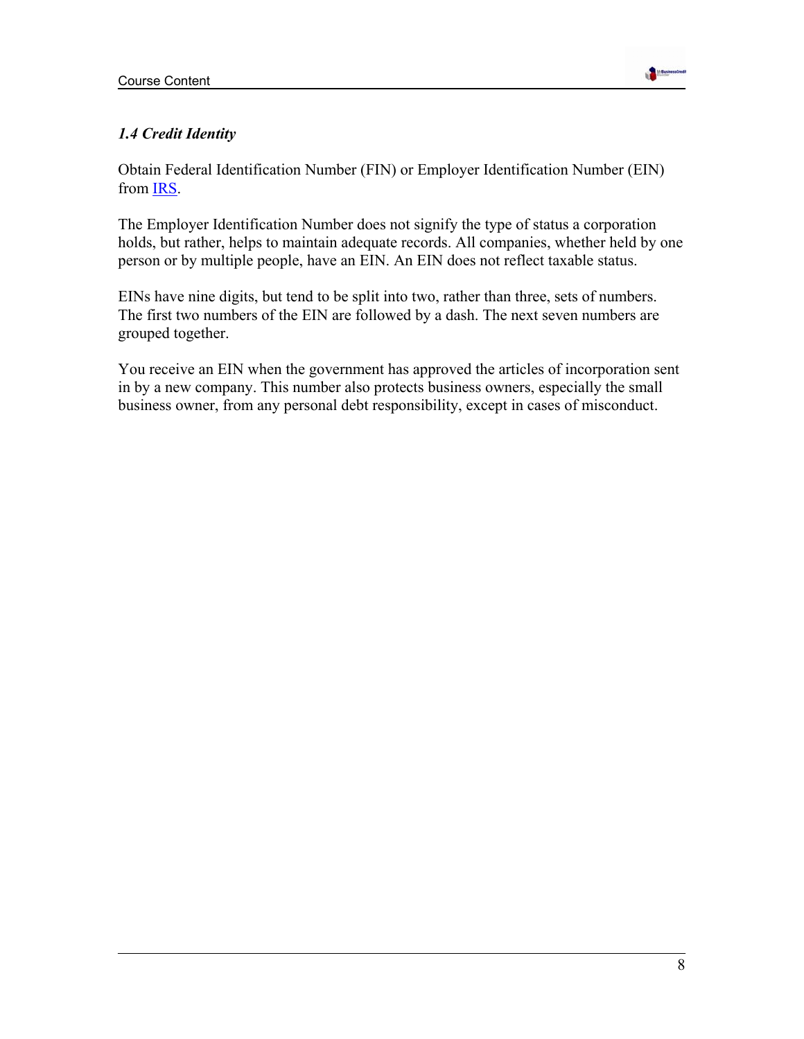### *1.4 Credit Identity*

Obtain Federal Identification Number (FIN) or Employer Identification Number (EIN) from IRS.

The Employer Identification Number does not signify the type of status a corporation holds, but rather, helps to maintain adequate records. All companies, whether held by one person or by multiple people, have an EIN. An EIN does not reflect taxable status.

EINs have nine digits, but tend to be split into two, rather than three, sets of numbers. The first two numbers of the EIN are followed by a dash. The next seven numbers are grouped together.

You receive an EIN when the government has approved the articles of incorporation sent in by a new company. This number also protects business owners, especially the small business owner, from any personal debt responsibility, except in cases of misconduct.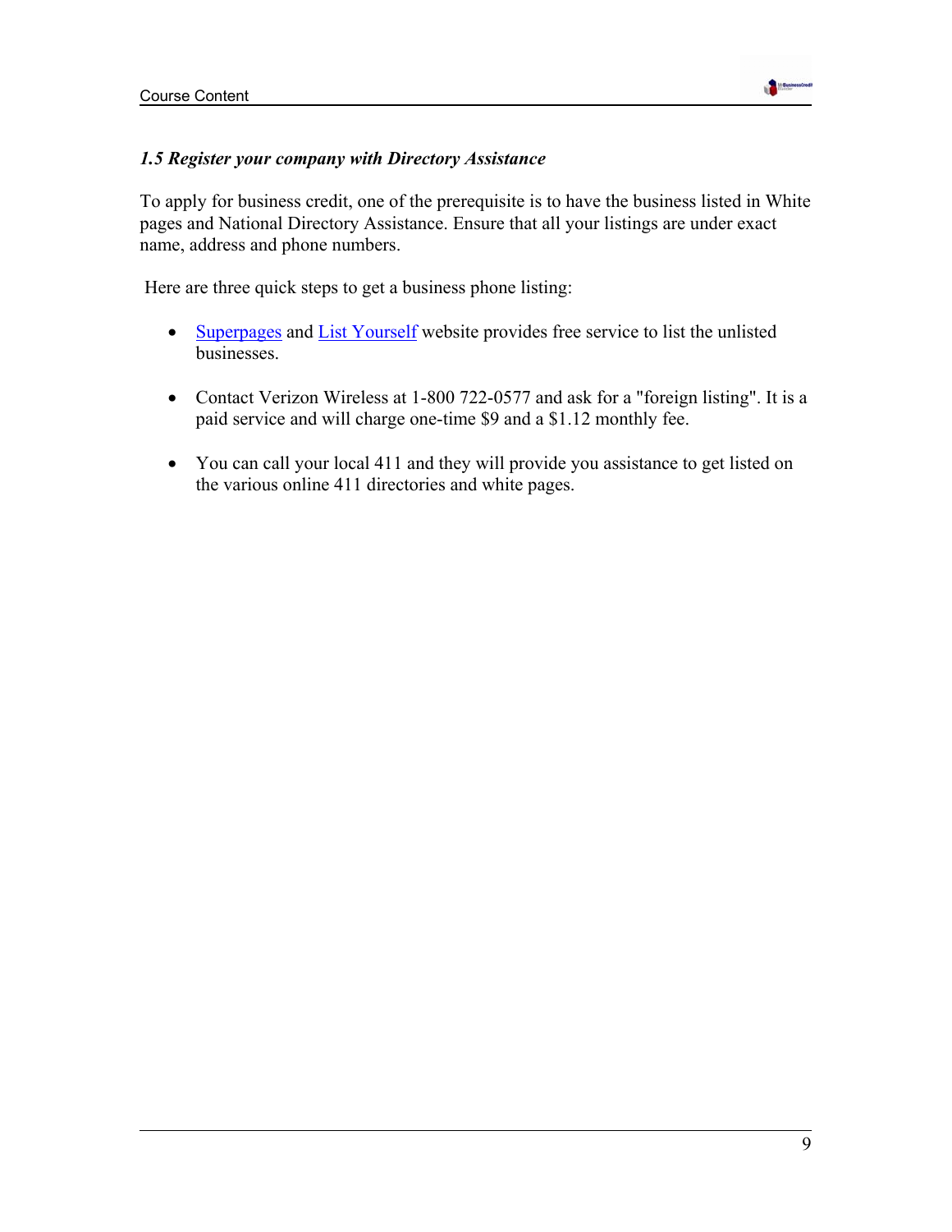### *1.5 Register your company with Directory Assistance*

To apply for business credit, one of the prerequisite is to have the business listed in White pages and National Directory Assistance. Ensure that all your listings are under exact name, address and phone numbers.

Here are three quick steps to get a business phone listing:

- Superpages and List Yourself website provides free service to list the unlisted businesses.

- Contact Verizon Wireless at 1-800 722-0577 and ask for a "foreign listing". It is a paid service and will charge one-time $9 and a $1.12 monthly fee.

- You can call your local 411 and they will provide you assistance to get listed on the various online 411 directories and white pages.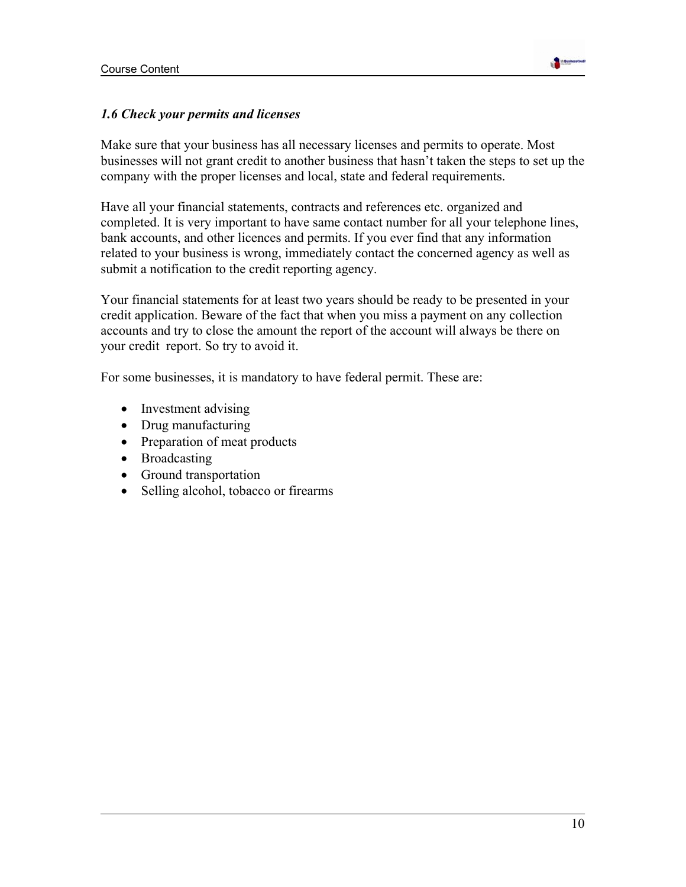### *1.6 Check your permits and licenses*

Make sure that your business has all necessary licenses and permits to operate. Most businesses will not grant credit to another business that hasn't taken the steps to set up the company with the proper licenses and local, state and federal requirements.

Have all your financial statements, contracts and references etc. organized and completed. It is very important to have same contact number for all your telephone lines, bank accounts, and other licences and permits. If you ever find that any information related to your business is wrong, immediately contact the concerned agency as well as submit a notification to the credit reporting agency.

Your financial statements for at least two years should be ready to be presented in your credit application. Beware of the fact that when you miss a payment on any collection accounts and try to close the amount the report of the account will always be there on your credit report. So try to avoid it.

For some businesses, it is mandatory to have federal permit. These are:

- Investment advising
- Drug manufacturing
- Preparation of meat products
- Broadcasting
- Ground transportation
- Selling alcohol, tobacco or firearms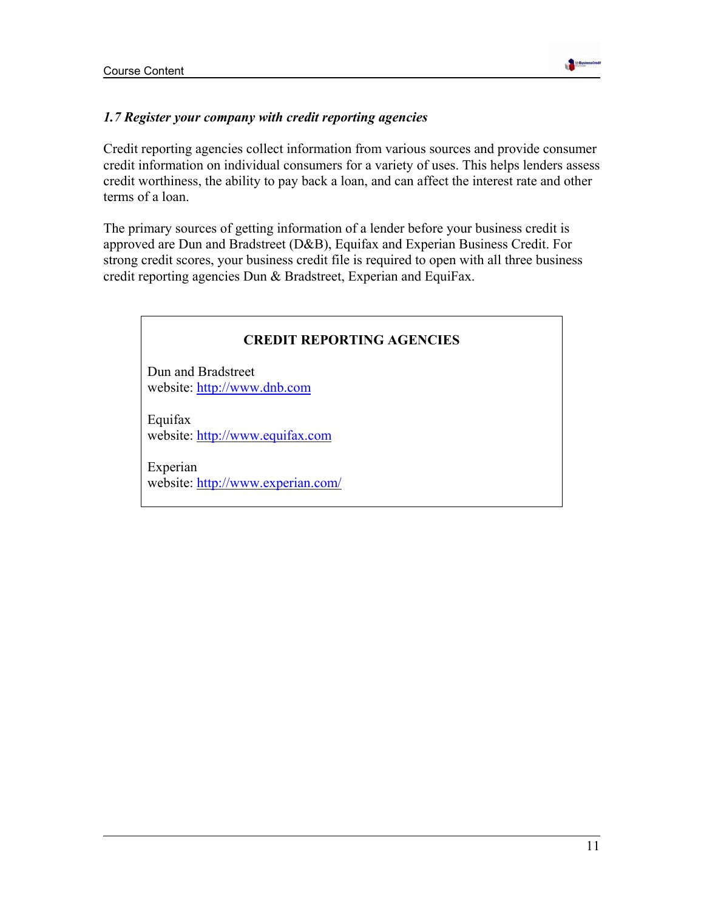### *1.7 Register your company with credit reporting agencies*

Credit reporting agencies collect information from various sources and provide consumer credit information on individual consumers for a variety of uses. This helps lenders assess credit worthiness, the ability to pay back a loan, and can affect the interest rate and other terms of a loan.

The primary sources of getting information of a lender before your business credit is approved are Dun and Bradstreet (D&B), Equifax and Experian Business Credit. For strong credit scores, your business credit file is required to open with all three business credit reporting agencies Dun & Bradstreet, Experian and EquiFax.

**CREDIT REPORTING AGENCIES**

Dun and Bradstreet
website: [http://www.dnb.com](http://www.dnb.com)

Equifax
website: [http://www.equifax.com](http://www.equifax.com)

Experian
website: [http://www.experian.com/](http://www.experian.com/)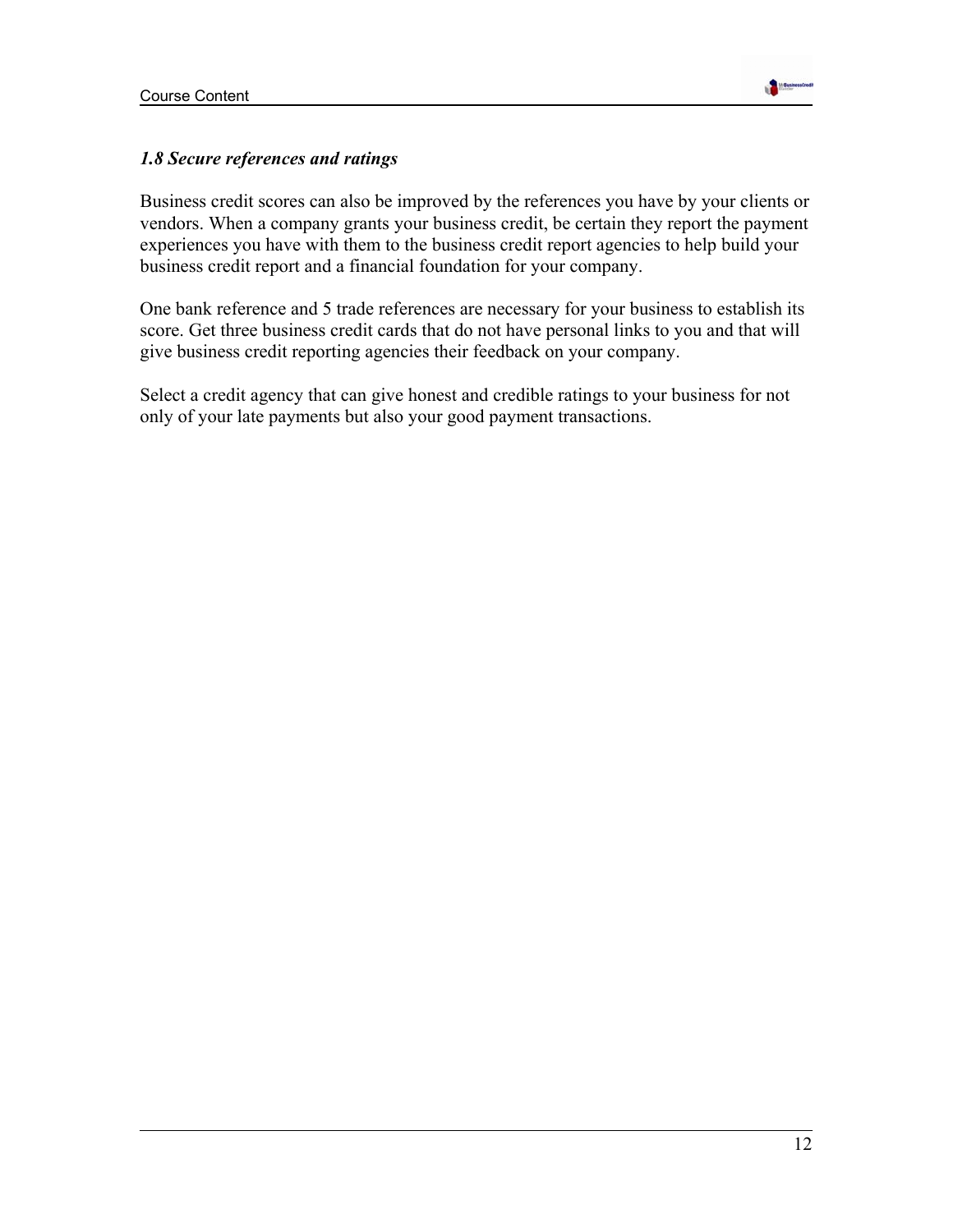### *1.8 Secure references and ratings*

Business credit scores can also be improved by the references you have by your clients or vendors. When a company grants your business credit, be certain they report the payment experiences you have with them to the business credit report agencies to help build your business credit report and a financial foundation for your company.

One bank reference and 5 trade references are necessary for your business to establish its score. Get three business credit cards that do not have personal links to you and that will give business credit reporting agencies their feedback on your company.

Select a credit agency that can give honest and credible ratings to your business for not only of your late payments but also your good payment transactions.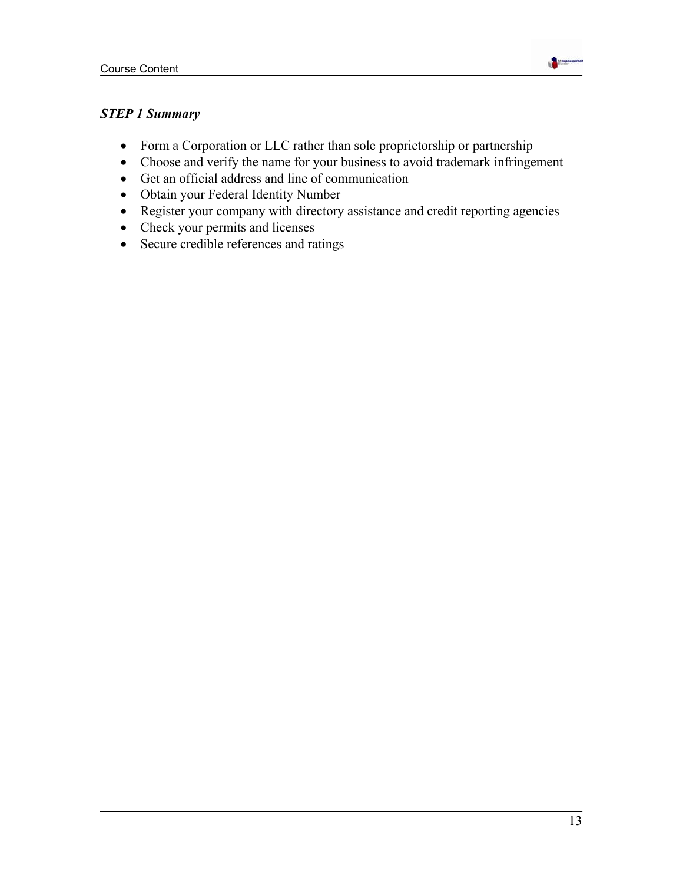***STEP 1 Summary***

- Form a Corporation or LLC rather than sole proprietorship or partnership
- Choose and verify the name for your business to avoid trademark infringement
- Get an official address and line of communication
- Obtain your Federal Identity Number
- Register your company with directory assistance and credit reporting agencies
- Check your permits and licenses
- Secure credible references and ratings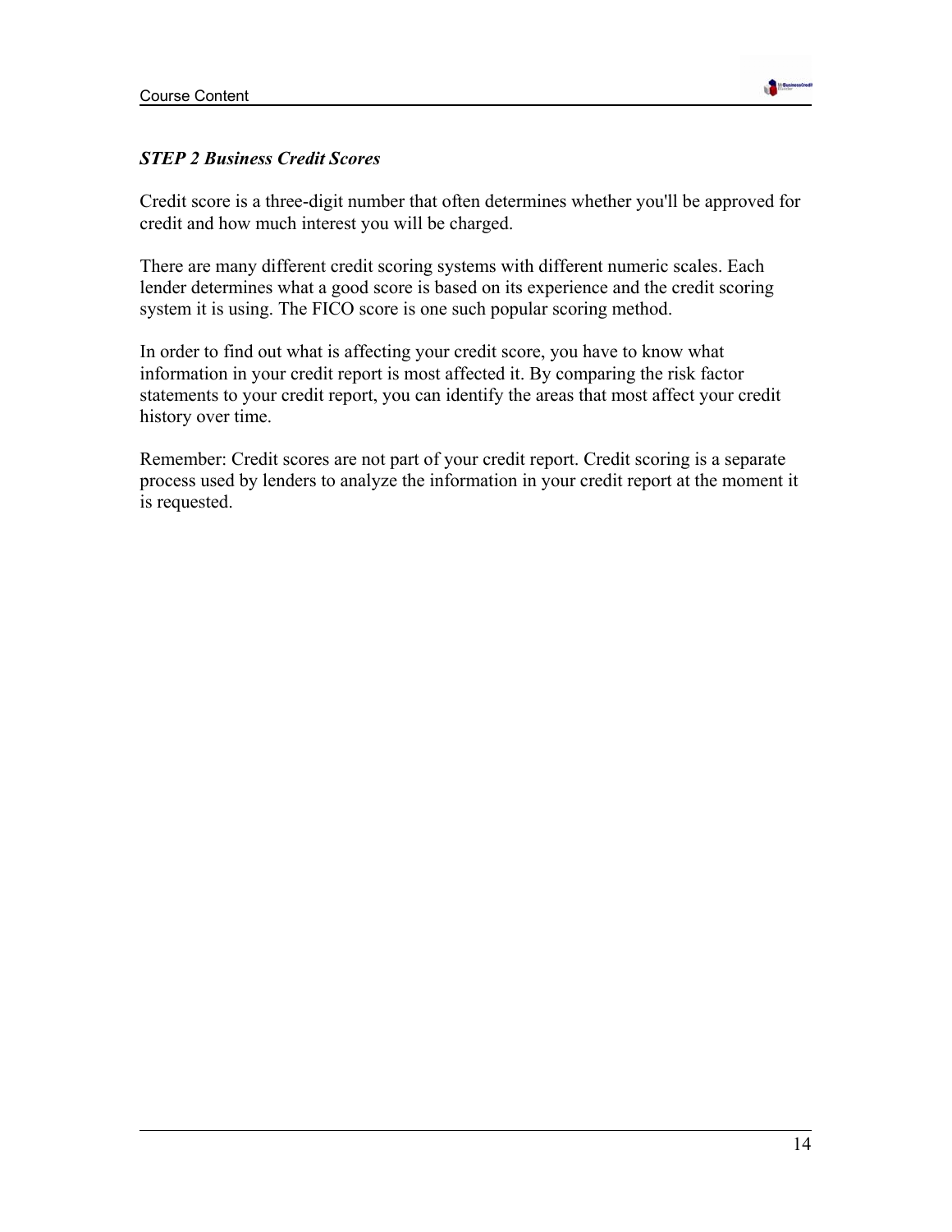### *STEP 2 Business Credit Scores*

Credit score is a three-digit number that often determines whether you'll be approved for credit and how much interest you will be charged.

There are many different credit scoring systems with different numeric scales. Each lender determines what a good score is based on its experience and the credit scoring system it is using. The FICO score is one such popular scoring method.

In order to find out what is affecting your credit score, you have to know what information in your credit report is most affected it. By comparing the risk factor statements to your credit report, you can identify the areas that most affect your credit history over time.

Remember: Credit scores are not part of your credit report. Credit scoring is a separate process used by lenders to analyze the information in your credit report at the moment it is requested.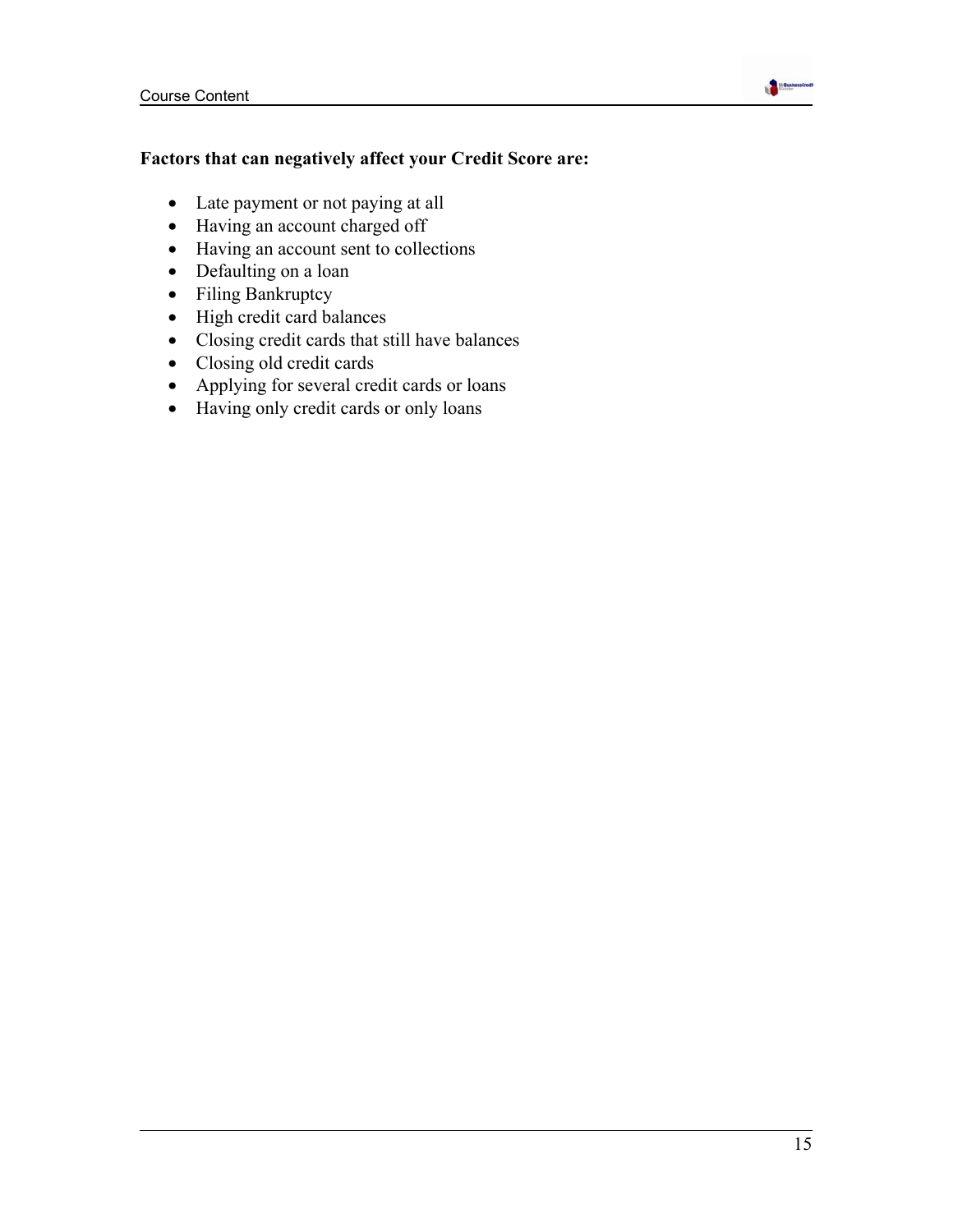**Factors that can negatively affect your Credit Score are:**

- Late payment or not paying at all
- Having an account charged off
- Having an account sent to collections
- Defaulting on a loan
- Filing Bankruptcy
- High credit card balances
- Closing credit cards that still have balances
- Closing old credit cards
- Applying for several credit cards or loans
- Having only credit cards or only loans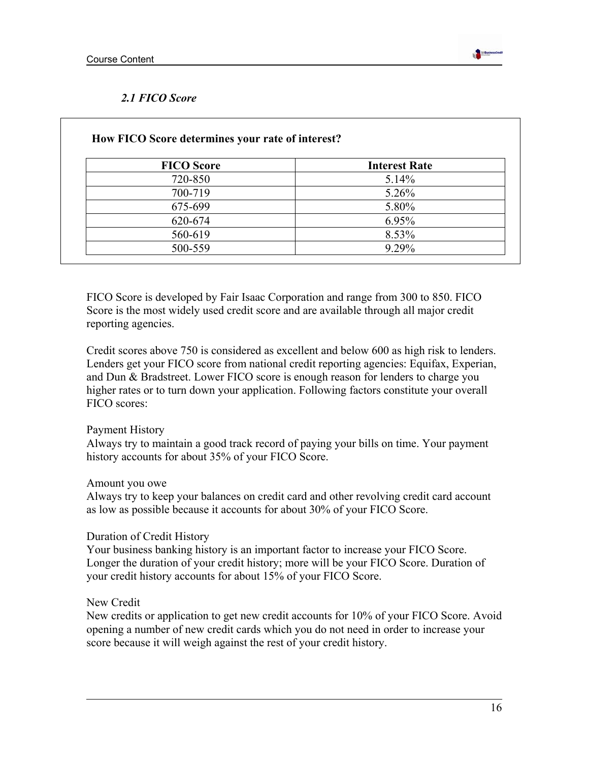### *2.1 FICO Score*

**How FICO Score determines your rate of interest?**

| FICO Score | Interest Rate |
|---|---|
| 720-850 | 5.14% |
| 700-719 | 5.26% |
| 675-699 | 5.80% |
| 620-674 | 6.95% |
| 560-619 | 8.53% |
| 500-559 | 9.29% |

FICO Score is developed by Fair Isaac Corporation and range from 300 to 850. FICO Score is the most widely used credit score and are available through all major credit reporting agencies.

Credit scores above 750 is considered as excellent and below 600 as high risk to lenders. Lenders get your FICO score from national credit reporting agencies: Equifax, Experian, and Dun & Bradstreet. Lower FICO score is enough reason for lenders to charge you higher rates or to turn down your application. Following factors constitute your overall FICO scores:

Payment History
Always try to maintain a good track record of paying your bills on time. Your payment history accounts for about 35% of your FICO Score.

Amount you owe
Always try to keep your balances on credit card and other revolving credit card account as low as possible because it accounts for about 30% of your FICO Score.

Duration of Credit History
Your business banking history is an important factor to increase your FICO Score. Longer the duration of your credit history; more will be your FICO Score. Duration of your credit history accounts for about 15% of your FICO Score.

New Credit
New credits or application to get new credit accounts for 10% of your FICO Score. Avoid opening a number of new credit cards which you do not need in order to increase your score because it will weigh against the rest of your credit history.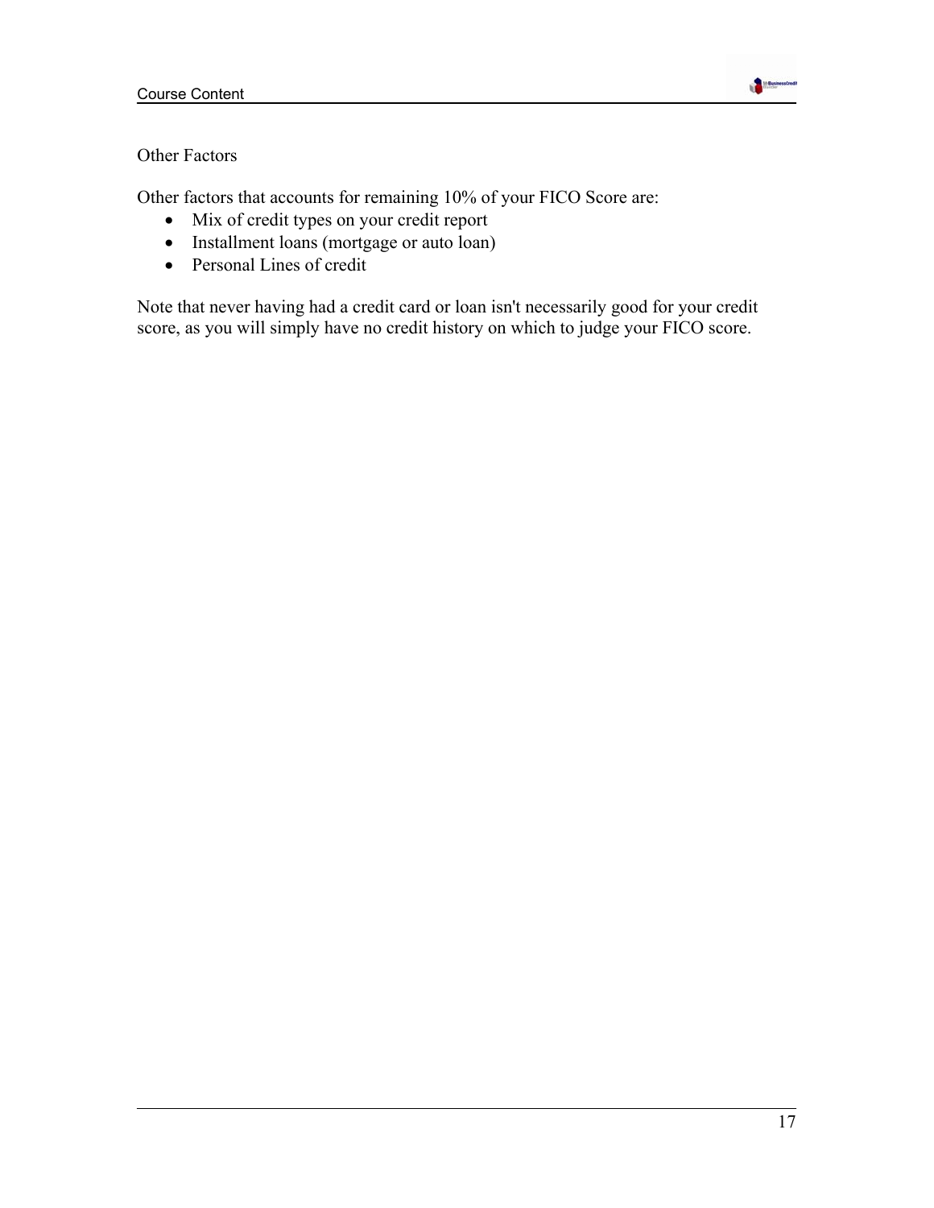## Other Factors

Other factors that accounts for remaining 10% of your FICO Score are:

- Mix of credit types on your credit report
- Installment loans (mortgage or auto loan)
- Personal Lines of credit

Note that never having had a credit card or loan isn't necessarily good for your credit score, as you will simply have no credit history on which to judge your FICO score.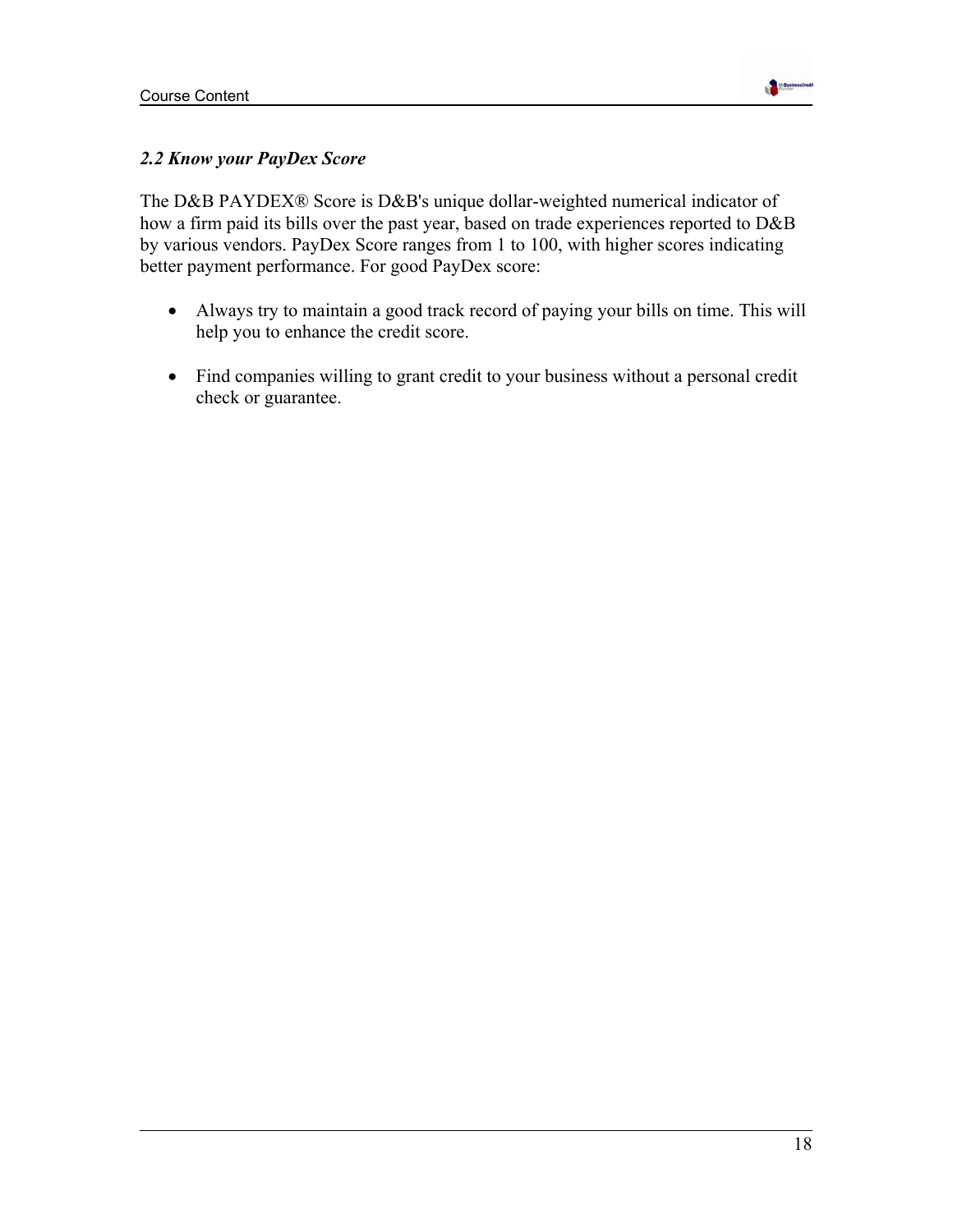### *2.2 Know your PayDex Score*

The D&B PAYDEX® Score is D&B's unique dollar-weighted numerical indicator of how a firm paid its bills over the past year, based on trade experiences reported to D&B by various vendors. PayDex Score ranges from 1 to 100, with higher scores indicating better payment performance. For good PayDex score:

- Always try to maintain a good track record of paying your bills on time. This will help you to enhance the credit score.

- Find companies willing to grant credit to your business without a personal credit check or guarantee.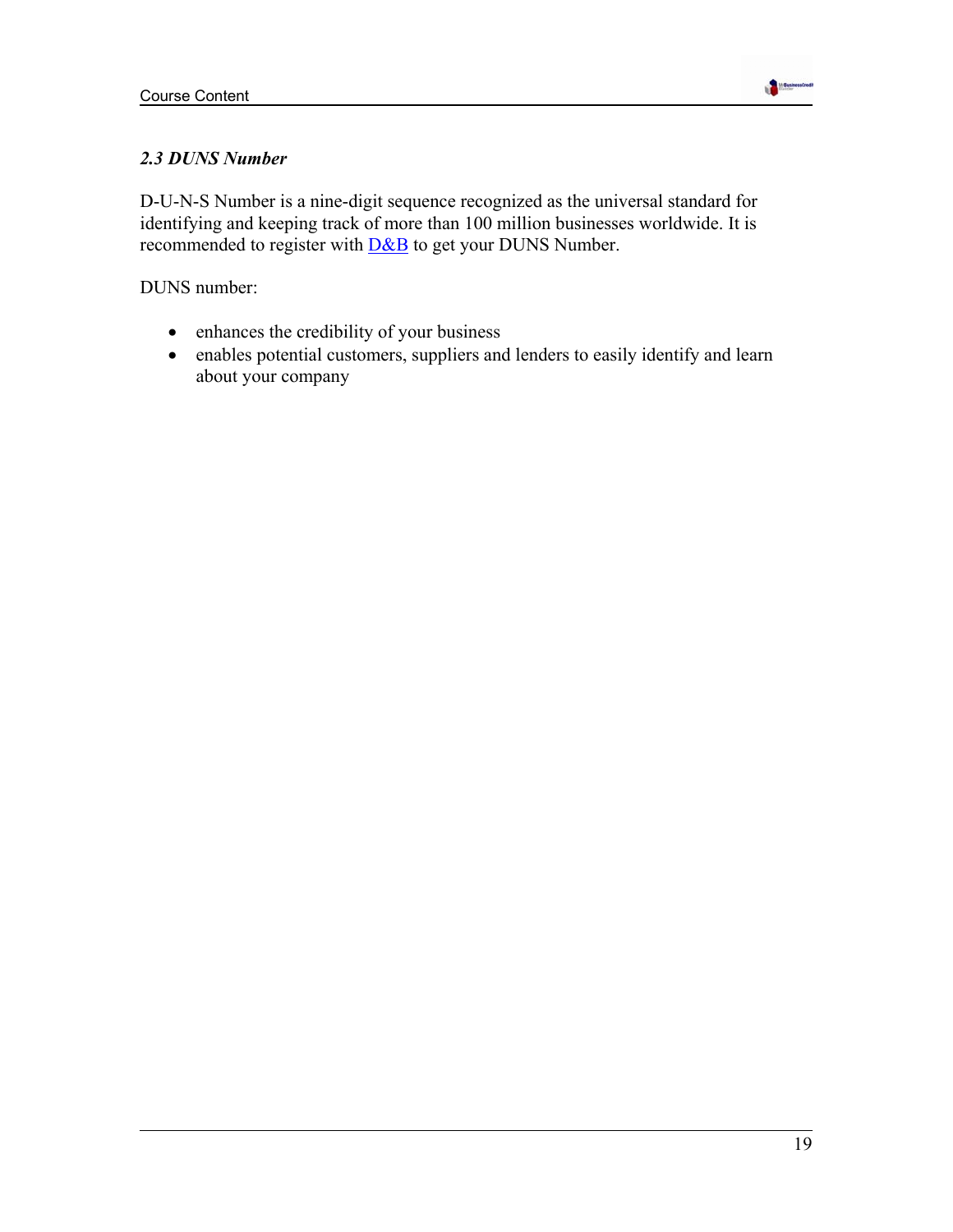### *2.3 DUNS Number*

D-U-N-S Number is a nine-digit sequence recognized as the universal standard for identifying and keeping track of more than 100 million businesses worldwide. It is recommended to register with D&B to get your DUNS Number.

DUNS number:

- enhances the credibility of your business
- enables potential customers, suppliers and lenders to easily identify and learn about your company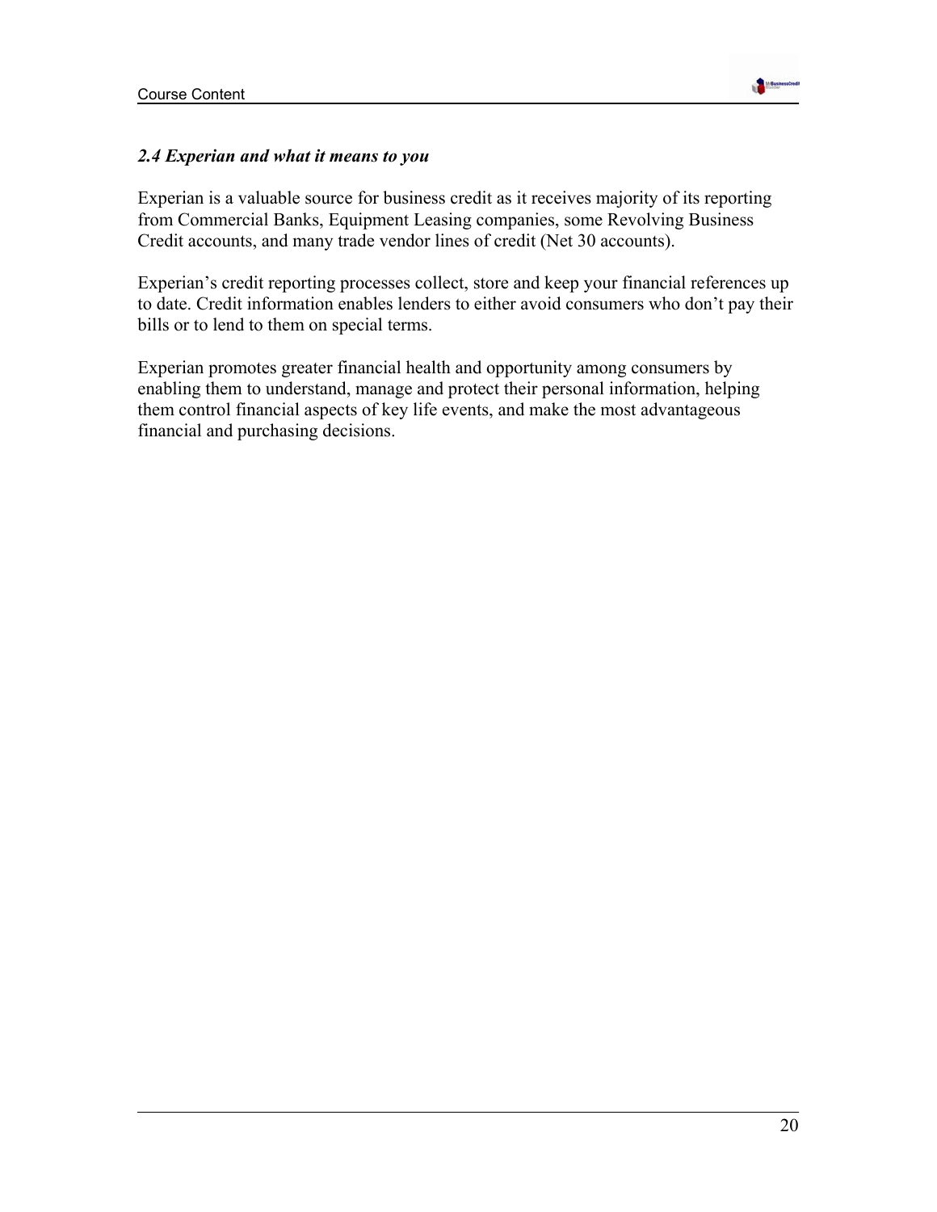### *2.4 Experian and what it means to you*

Experian is a valuable source for business credit as it receives majority of its reporting from Commercial Banks, Equipment Leasing companies, some Revolving Business Credit accounts, and many trade vendor lines of credit (Net 30 accounts).

Experian's credit reporting processes collect, store and keep your financial references up to date. Credit information enables lenders to either avoid consumers who don't pay their bills or to lend to them on special terms.

Experian promotes greater financial health and opportunity among consumers by enabling them to understand, manage and protect their personal information, helping them control financial aspects of key life events, and make the most advantageous financial and purchasing decisions.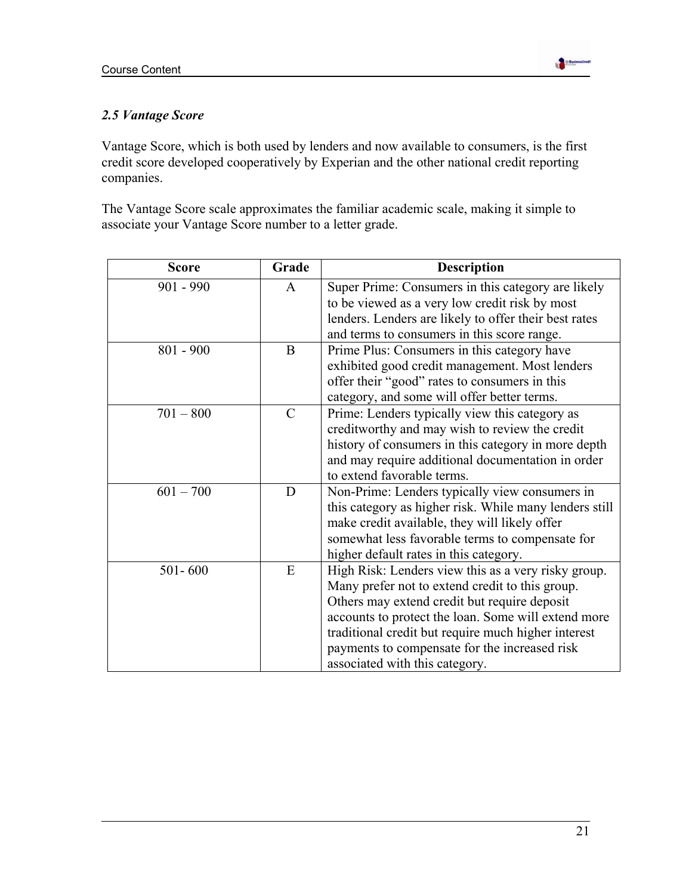### *2.5 Vantage Score*

Vantage Score, which is both used by lenders and now available to consumers, is the first credit score developed cooperatively by Experian and the other national credit reporting companies.

The Vantage Score scale approximates the familiar academic scale, making it simple to associate your Vantage Score number to a letter grade.

| Score | Grade | Description |
|---|---|---|
| 901 - 990 | A | Super Prime: Consumers in this category are likely to be viewed as a very low credit risk by most lenders. Lenders are likely to offer their best rates and terms to consumers in this score range. |
| 801 - 900 | B | Prime Plus: Consumers in this category have exhibited good credit management. Most lenders offer their "good" rates to consumers in this category, and some will offer better terms. |
| 701 – 800 | C | Prime: Lenders typically view this category as creditworthy and may wish to review the credit history of consumers in this category in more depth and may require additional documentation in order to extend favorable terms. |
| 601 – 700 | D | Non-Prime: Lenders typically view consumers in this category as higher risk. While many lenders still make credit available, they will likely offer somewhat less favorable terms to compensate for higher default rates in this category. |
| 501- 600 | E | High Risk: Lenders view this as a very risky group. Many prefer not to extend credit to this group. Others may extend credit but require deposit accounts to protect the loan. Some will extend more traditional credit but require much higher interest payments to compensate for the increased risk associated with this category. |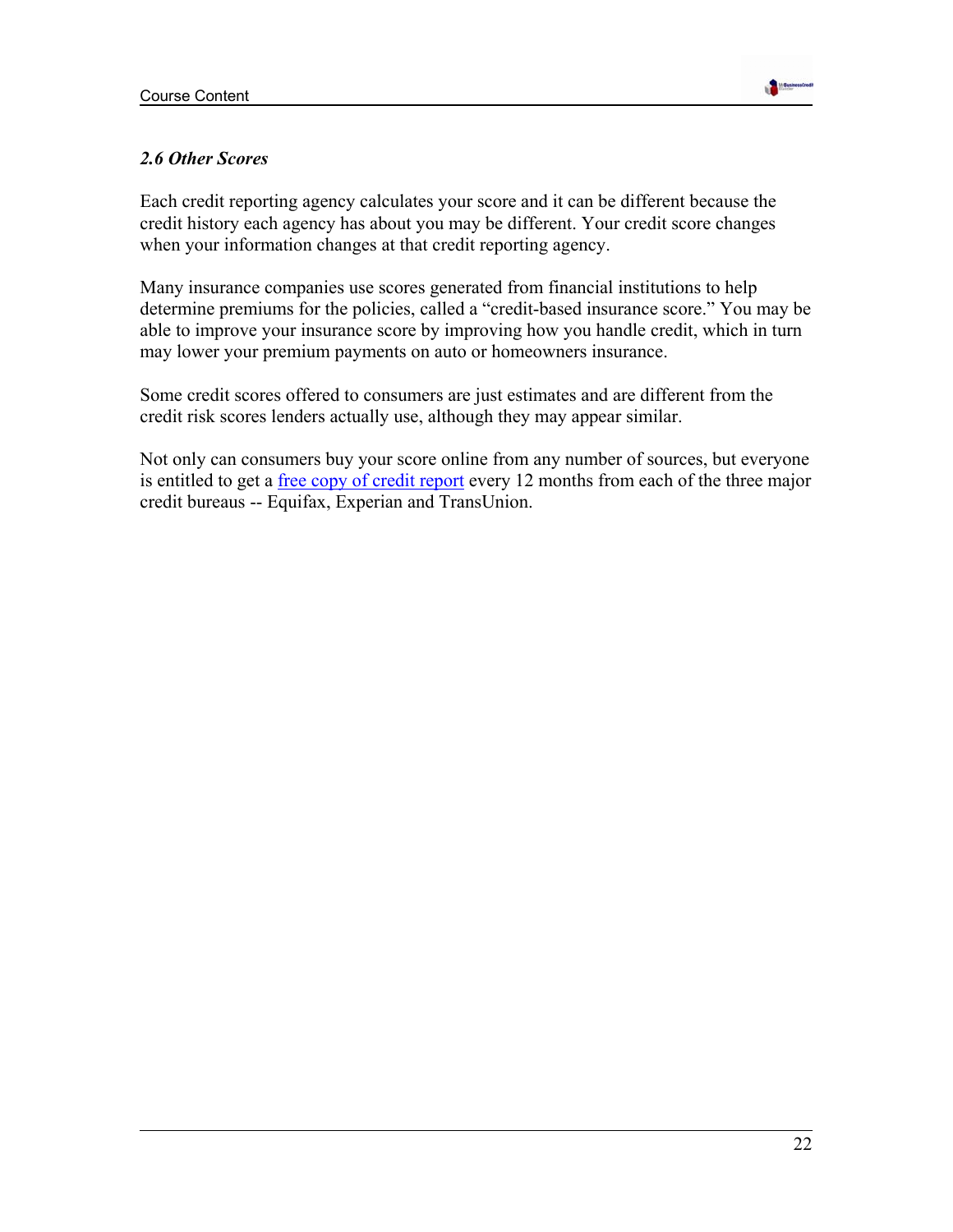### *2.6 Other Scores*

Each credit reporting agency calculates your score and it can be different because the credit history each agency has about you may be different. Your credit score changes when your information changes at that credit reporting agency.

Many insurance companies use scores generated from financial institutions to help determine premiums for the policies, called a “credit-based insurance score.” You may be able to improve your insurance score by improving how you handle credit, which in turn may lower your premium payments on auto or homeowners insurance.

Some credit scores offered to consumers are just estimates and are different from the credit risk scores lenders actually use, although they may appear similar.

Not only can consumers buy your score online from any number of sources, but everyone is entitled to get a free copy of credit report every 12 months from each of the three major credit bureaus -- Equifax, Experian and TransUnion.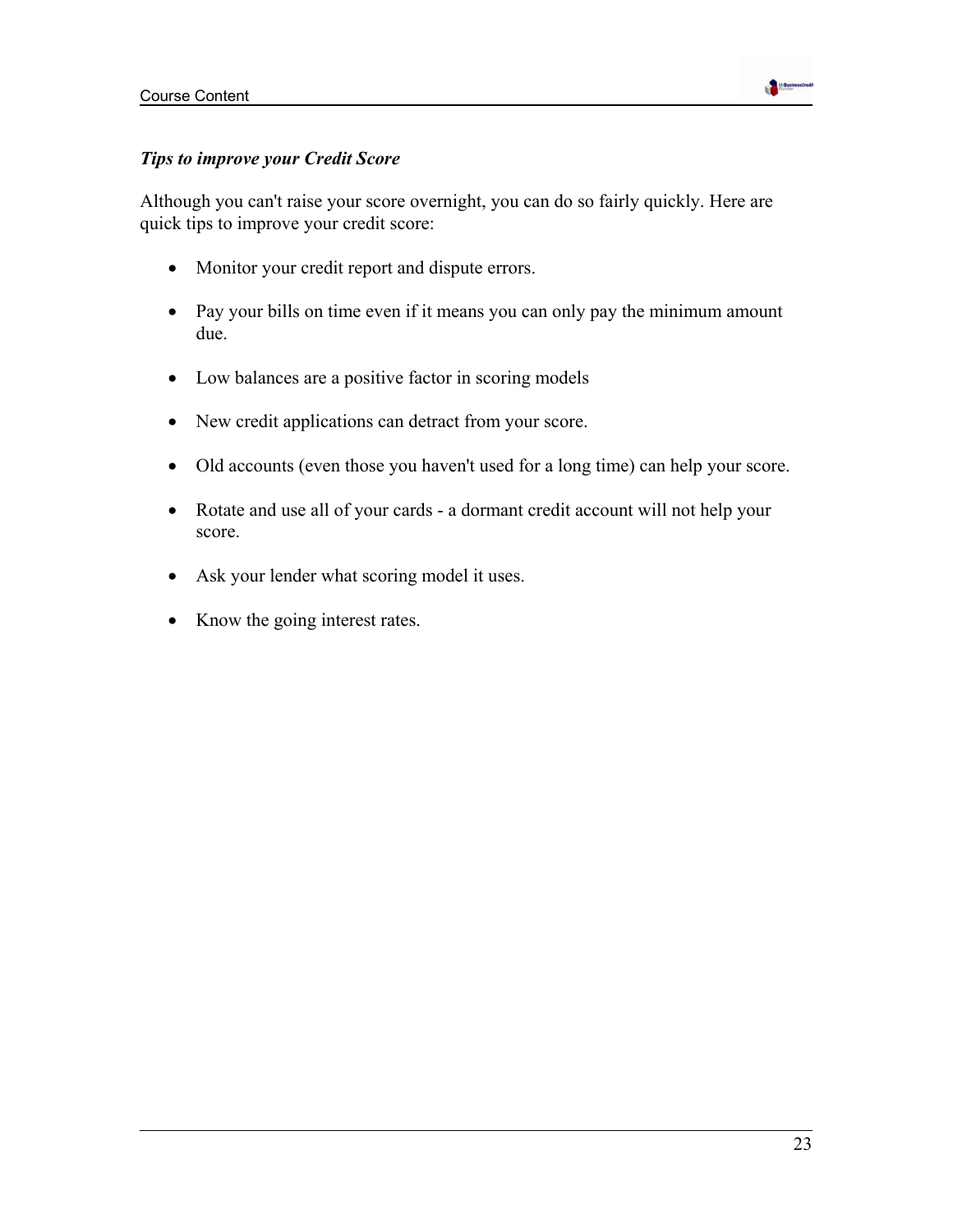***Tips to improve your Credit Score***

Although you can't raise your score overnight, you can do so fairly quickly. Here are quick tips to improve your credit score:

- Monitor your credit report and dispute errors.
- Pay your bills on time even if it means you can only pay the minimum amount due.
- Low balances are a positive factor in scoring models
- New credit applications can detract from your score.
- Old accounts (even those you haven't used for a long time) can help your score.
- Rotate and use all of your cards - a dormant credit account will not help your score.
- Ask your lender what scoring model it uses.
- Know the going interest rates.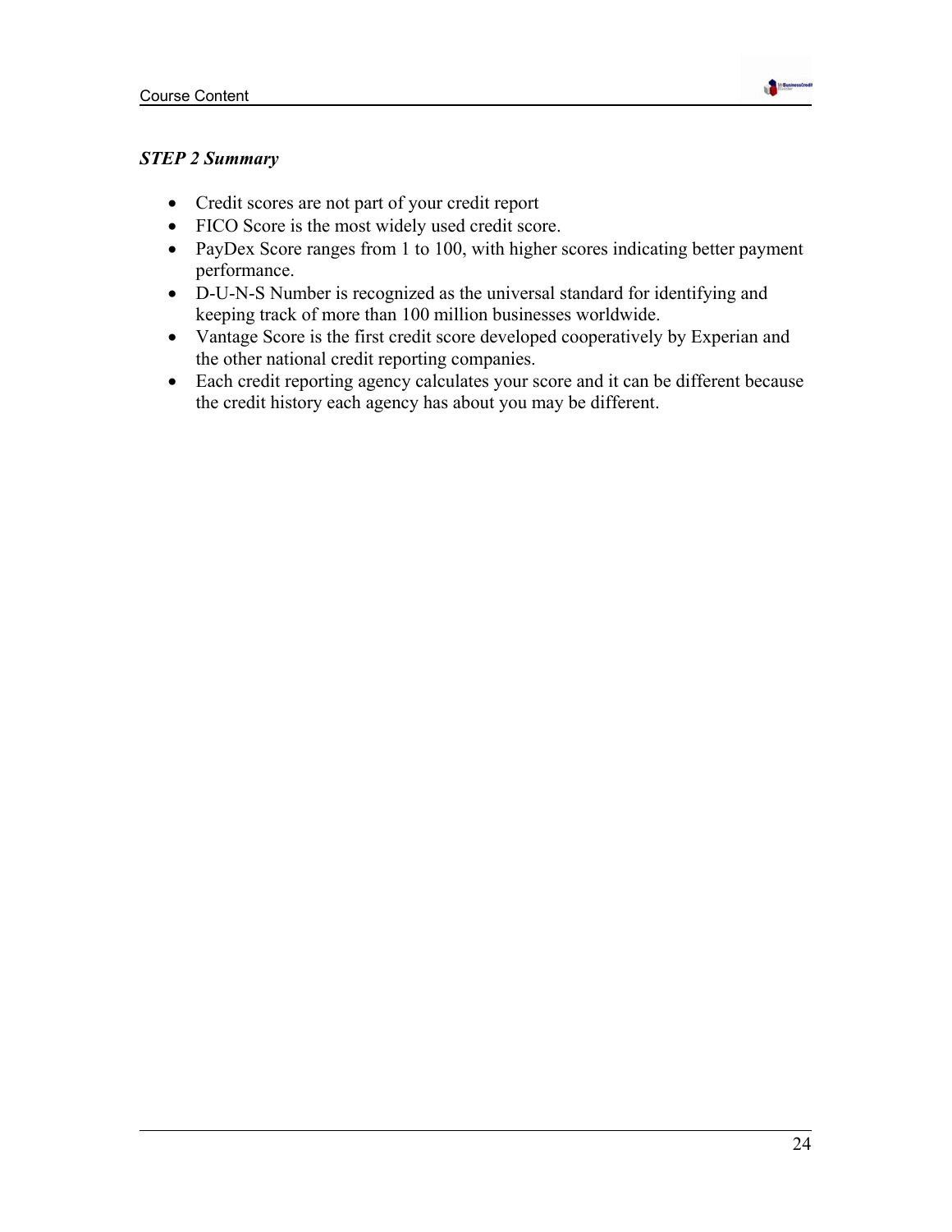***STEP 2 Summary***

- Credit scores are not part of your credit report
- FICO Score is the most widely used credit score.
- PayDex Score ranges from 1 to 100, with higher scores indicating better payment performance.
- D-U-N-S Number is recognized as the universal standard for identifying and keeping track of more than 100 million businesses worldwide.
- Vantage Score is the first credit score developed cooperatively by Experian and the other national credit reporting companies.
- Each credit reporting agency calculates your score and it can be different because the credit history each agency has about you may be different.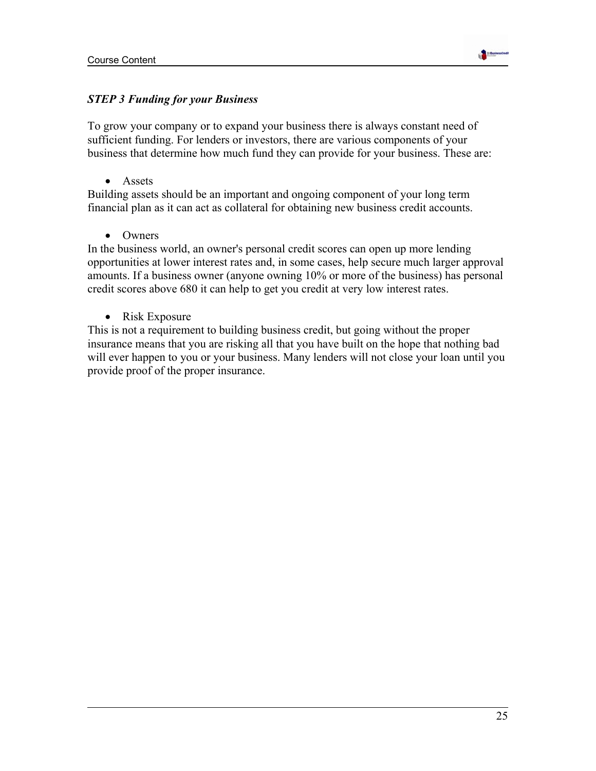### ***STEP 3 Funding for your Business***

To grow your company or to expand your business there is always constant need of sufficient funding. For lenders or investors, there are various components of your business that determine how much fund they can provide for your business. These are:

- Assets

Building assets should be an important and ongoing component of your long term financial plan as it can act as collateral for obtaining new business credit accounts.

- Owners

In the business world, an owner's personal credit scores can open up more lending opportunities at lower interest rates and, in some cases, help secure much larger approval amounts. If a business owner (anyone owning 10% or more of the business) has personal credit scores above 680 it can help to get you credit at very low interest rates.

- Risk Exposure

This is not a requirement to building business credit, but going without the proper insurance means that you are risking all that you have built on the hope that nothing bad will ever happen to you or your business. Many lenders will not close your loan until you provide proof of the proper insurance.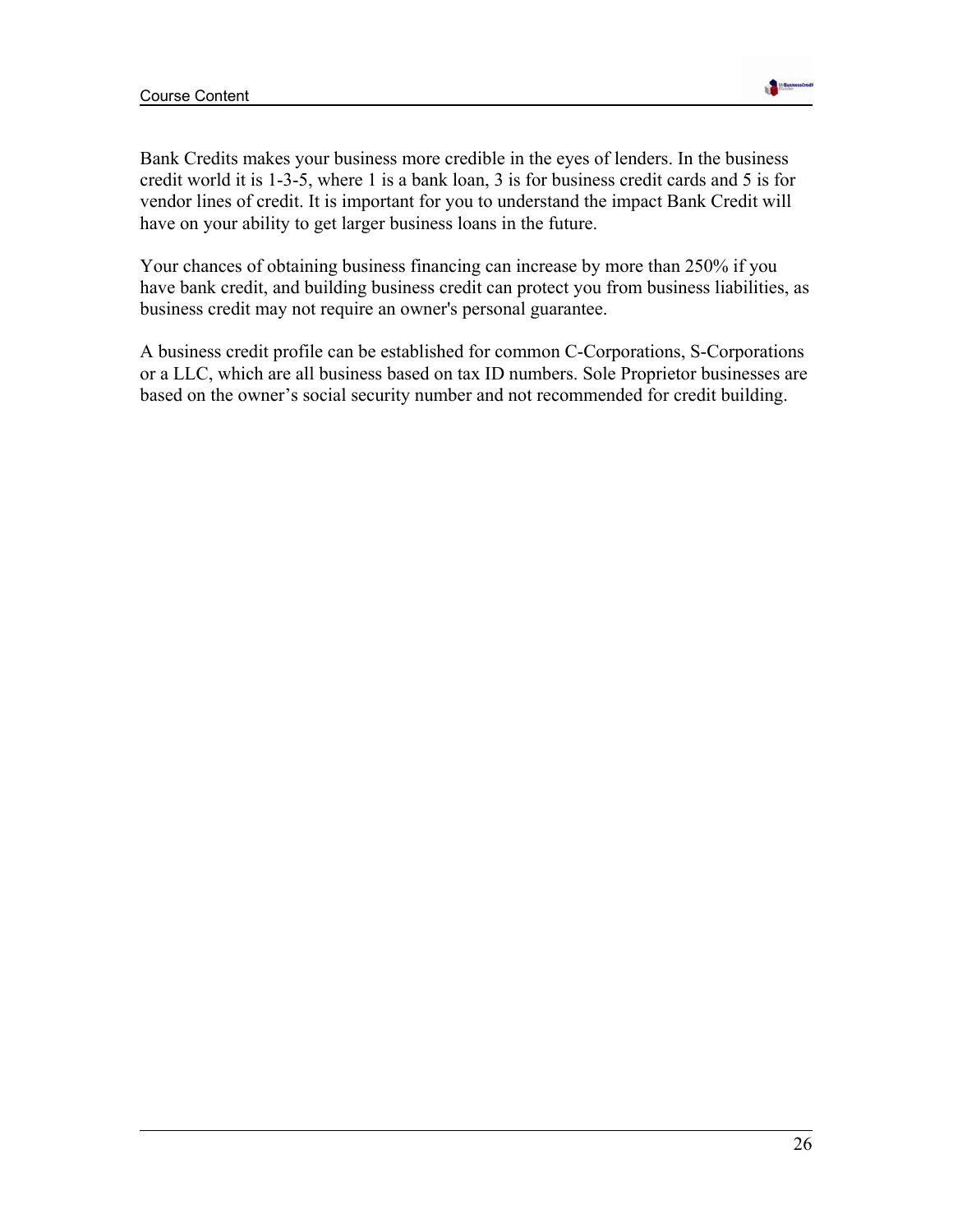Bank Credits makes your business more credible in the eyes of lenders. In the business credit world it is 1-3-5, where 1 is a bank loan, 3 is for business credit cards and 5 is for vendor lines of credit. It is important for you to understand the impact Bank Credit will have on your ability to get larger business loans in the future.

Your chances of obtaining business financing can increase by more than 250% if you have bank credit, and building business credit can protect you from business liabilities, as business credit may not require an owner's personal guarantee.

A business credit profile can be established for common C-Corporations, S-Corporations or a LLC, which are all business based on tax ID numbers. Sole Proprietor businesses are based on the owner’s social security number and not recommended for credit building.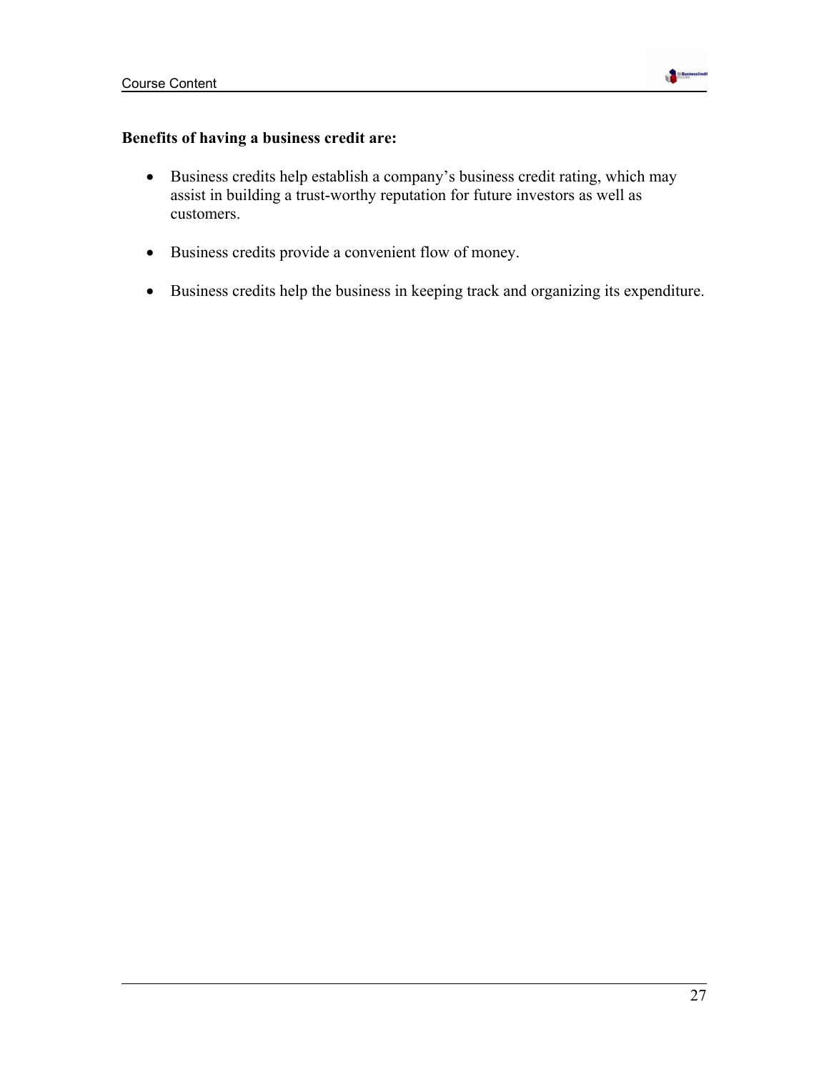**Benefits of having a business credit are:**

- Business credits help establish a company's business credit rating, which may assist in building a trust-worthy reputation for future investors as well as customers.

- Business credits provide a convenient flow of money.

- Business credits help the business in keeping track and organizing its expenditure.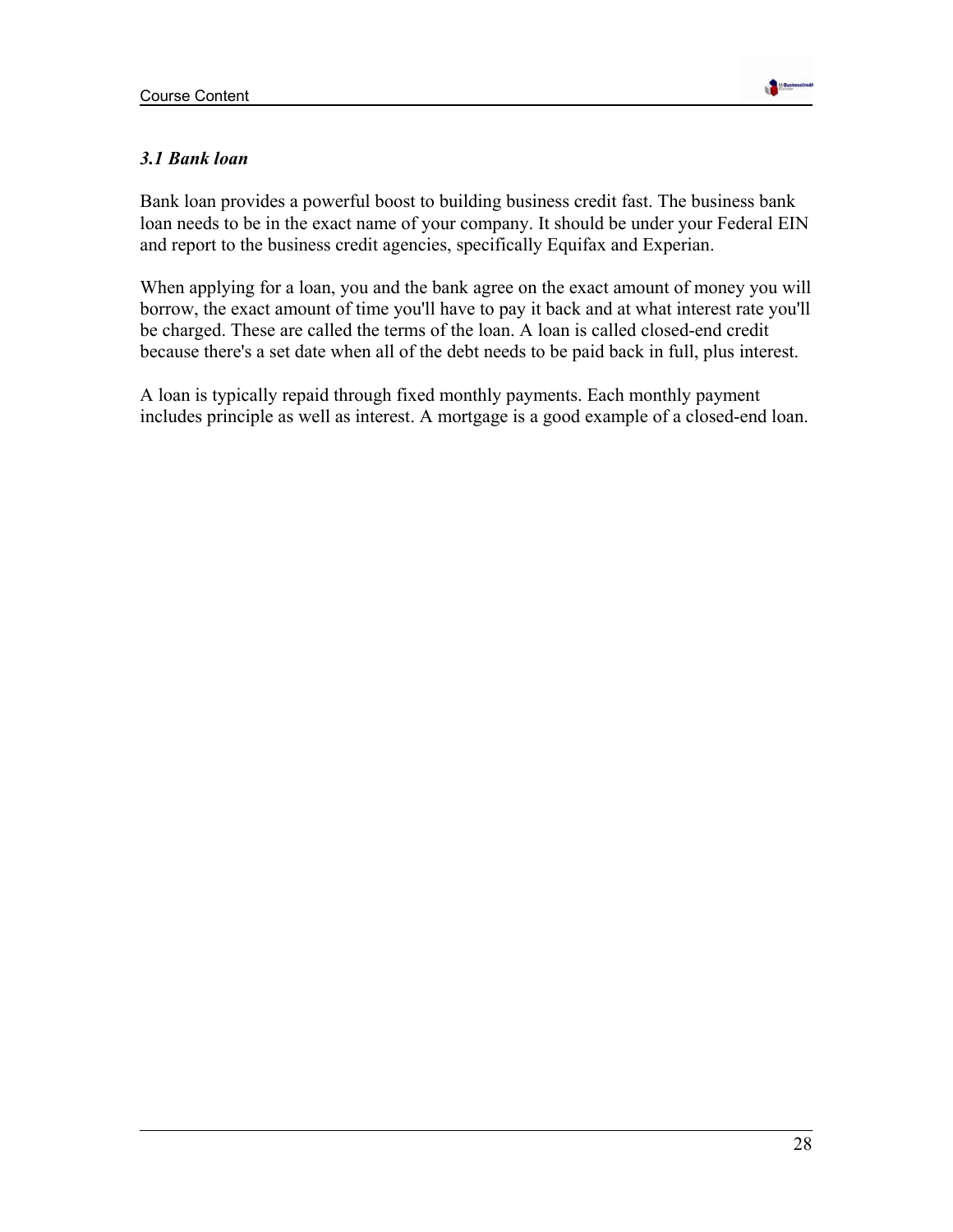### *3.1 Bank loan*

Bank loan provides a powerful boost to building business credit fast. The business bank loan needs to be in the exact name of your company. It should be under your Federal EIN and report to the business credit agencies, specifically Equifax and Experian.

When applying for a loan, you and the bank agree on the exact amount of money you will borrow, the exact amount of time you'll have to pay it back and at what interest rate you'll be charged. These are called the terms of the loan. A loan is called closed-end credit because there's a set date when all of the debt needs to be paid back in full, plus interest.

A loan is typically repaid through fixed monthly payments. Each monthly payment includes principle as well as interest. A mortgage is a good example of a closed-end loan.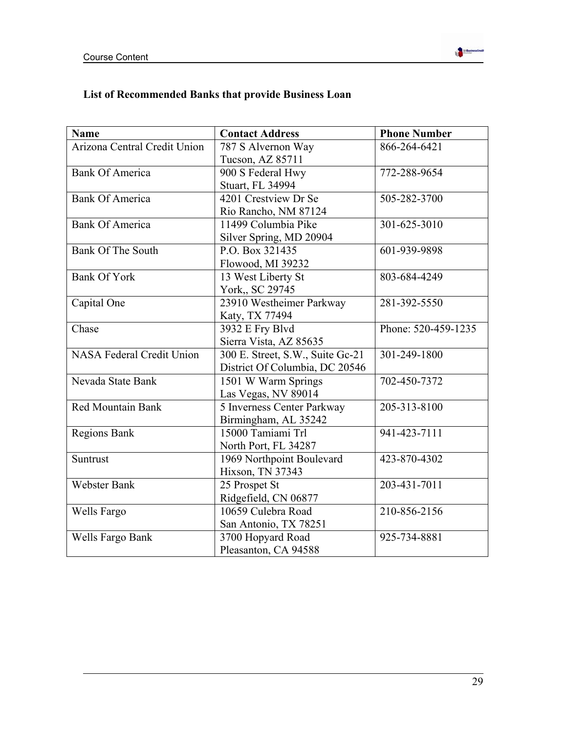**List of Recommended Banks that provide Business Loan**

| Name | Contact Address | Phone Number |
|---|---|---|
| Arizona Central Credit Union | 787 S Alvernon Way<br>Tucson, AZ 85711 | 866-264-6421 |
| Bank Of America | 900 S Federal Hwy<br>Stuart, FL 34994 | 772-288-9654 |
| Bank Of America | 4201 Crestview Dr Se<br>Rio Rancho, NM 87124 | 505-282-3700 |
| Bank Of America | 11499 Columbia Pike<br>Silver Spring, MD 20904 | 301-625-3010 |
| Bank Of The South | P.O. Box 321435<br>Flowood, MI 39232 | 601-939-9898 |
| Bank Of York | 13 West Liberty St<br>York,, SC 29745 | 803-684-4249 |
| Capital One | 23910 Westheimer Parkway<br>Katy, TX 77494 | 281-392-5550 |
| Chase | 3932 E Fry Blvd<br>Sierra Vista, AZ 85635 | Phone: 520-459-1235 |
| NASA Federal Credit Union | 300 E. Street, S.W., Suite Gc-21<br>District Of Columbia, DC 20546 | 301-249-1800 |
| Nevada State Bank | 1501 W Warm Springs<br>Las Vegas, NV 89014 | 702-450-7372 |
| Red Mountain Bank | 5 Inverness Center Parkway<br>Birmingham, AL 35242 | 205-313-8100 |
| Regions Bank | 15000 Tamiami Trl<br>North Port, FL 34287 | 941-423-7111 |
| Suntrust | 1969 Northpoint Boulevard<br>Hixson, TN 37343 | 423-870-4302 |
| Webster Bank | 25 Prospet St<br>Ridgefield, CN 06877 | 203-431-7011 |
| Wells Fargo | 10659 Culebra Road<br>San Antonio, TX 78251 | 210-856-2156 |
| Wells Fargo Bank | 3700 Hopyard Road<br>Pleasanton, CA 94588 | 925-734-8881 |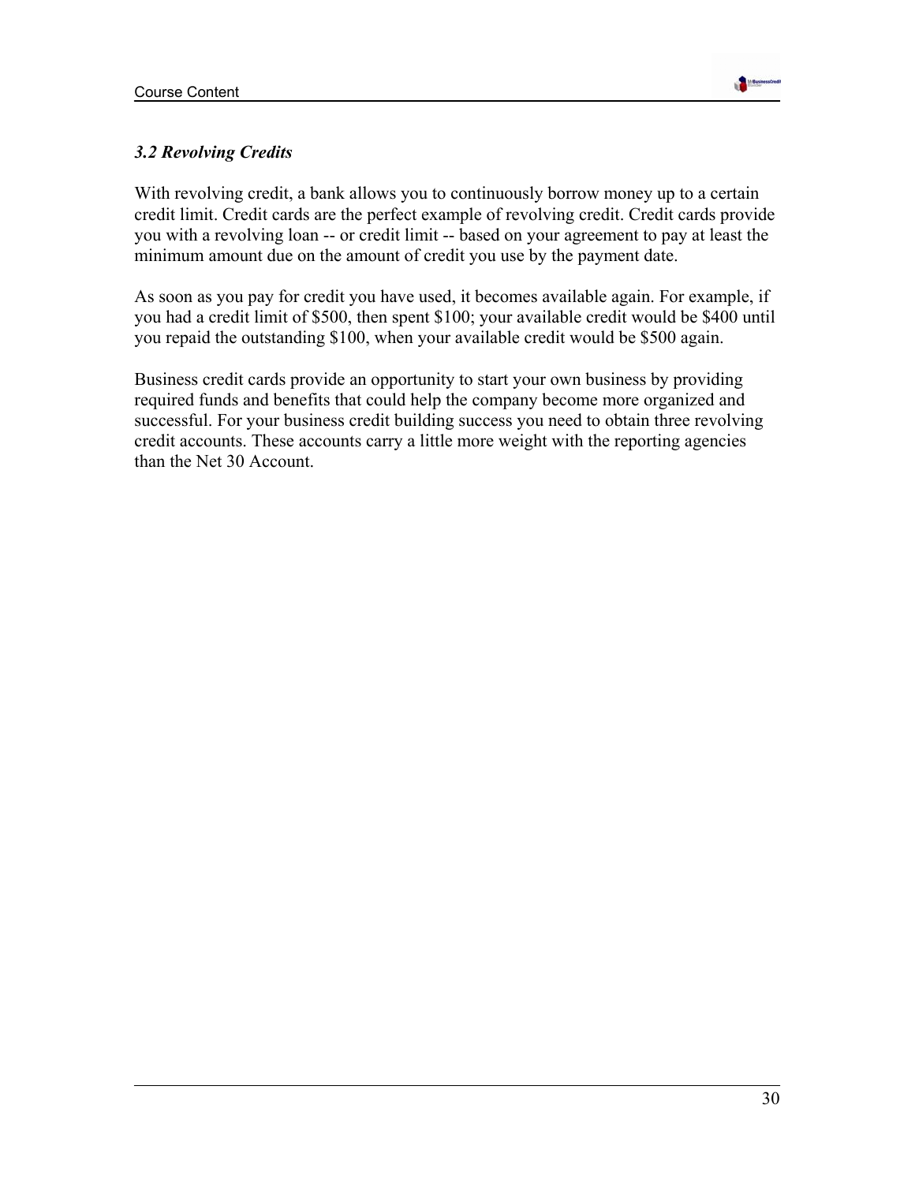### *3.2 Revolving Credits*

With revolving credit, a bank allows you to continuously borrow money up to a certain credit limit. Credit cards are the perfect example of revolving credit. Credit cards provide you with a revolving loan -- or credit limit -- based on your agreement to pay at least the minimum amount due on the amount of credit you use by the payment date.

As soon as you pay for credit you have used, it becomes available again. For example, if you had a credit limit of $500, then spent $100; your available credit would be $400 until you repaid the outstanding $100, when your available credit would be $500 again.

Business credit cards provide an opportunity to start your own business by providing required funds and benefits that could help the company become more organized and successful. For your business credit building success you need to obtain three revolving credit accounts. These accounts carry a little more weight with the reporting agencies than the Net 30 Account.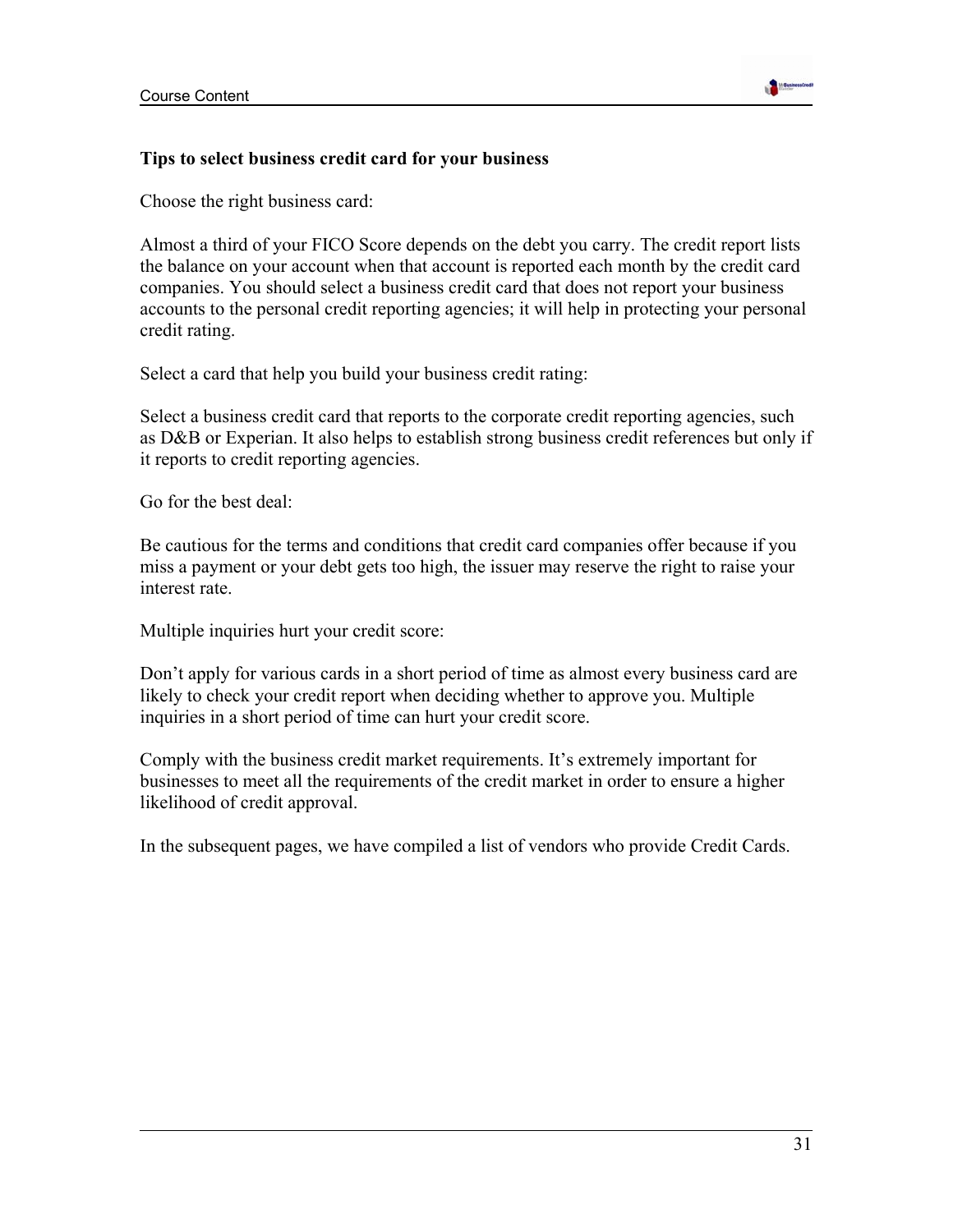**Tips to select business credit card for your business**

Choose the right business card:

Almost a third of your FICO Score depends on the debt you carry. The credit report lists the balance on your account when that account is reported each month by the credit card companies. You should select a business credit card that does not report your business accounts to the personal credit reporting agencies; it will help in protecting your personal credit rating.

Select a card that help you build your business credit rating:

Select a business credit card that reports to the corporate credit reporting agencies, such as D&B or Experian. It also helps to establish strong business credit references but only if it reports to credit reporting agencies.

Go for the best deal:

Be cautious for the terms and conditions that credit card companies offer because if you miss a payment or your debt gets too high, the issuer may reserve the right to raise your interest rate.

Multiple inquiries hurt your credit score:

Don't apply for various cards in a short period of time as almost every business card are likely to check your credit report when deciding whether to approve you. Multiple inquiries in a short period of time can hurt your credit score.

Comply with the business credit market requirements. It's extremely important for businesses to meet all the requirements of the credit market in order to ensure a higher likelihood of credit approval.

In the subsequent pages, we have compiled a list of vendors who provide Credit Cards.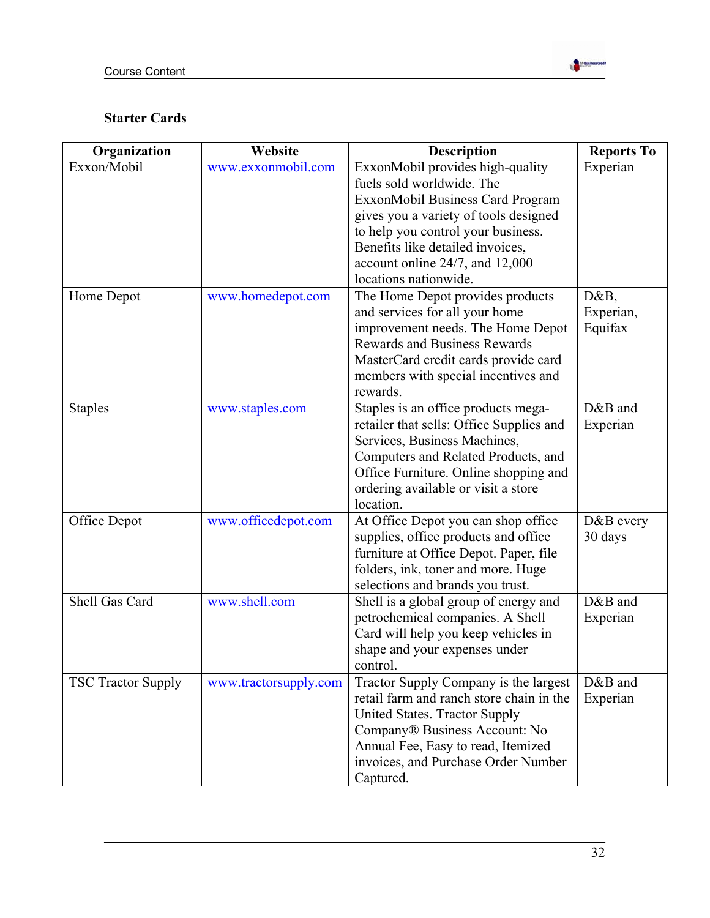**Starter Cards**

| Organization | Website | Description | Reports To |
| --- | --- | --- | --- |
| Exxon/Mobil | www.exxonmobil.com | ExxonMobil provides high-quality fuels sold worldwide. The ExxonMobil Business Card Program gives you a variety of tools designed to help you control your business. Benefits like detailed invoices, account online 24/7, and 12,000 locations nationwide. | Experian |
| Home Depot | www.homedepot.com | The Home Depot provides products and services for all your home improvement needs. The Home Depot Rewards and Business Rewards MasterCard credit cards provide card members with special incentives and rewards. | D&B, Experian, Equifax |
| Staples | www.staples.com | Staples is an office products mega-retailer that sells: Office Supplies and Services, Business Machines, Computers and Related Products, and Office Furniture. Online shopping and ordering available or visit a store location. | D&B and Experian |
| Office Depot | www.officedepot.com | At Office Depot you can shop office supplies, office products and office furniture at Office Depot. Paper, file folders, ink, toner and more. Huge selections and brands you trust. | D&B every 30 days |
| Shell Gas Card | www.shell.com | Shell is a global group of energy and petrochemical companies. A Shell Card will help you keep vehicles in shape and your expenses under control. | D&B and Experian |
| TSC Tractor Supply | www.tractorsupply.com | Tractor Supply Company is the largest retail farm and ranch store chain in the United States. Tractor Supply Company® Business Account: No Annual Fee, Easy to read, Itemized invoices, and Purchase Order Number Captured. | D&B and Experian |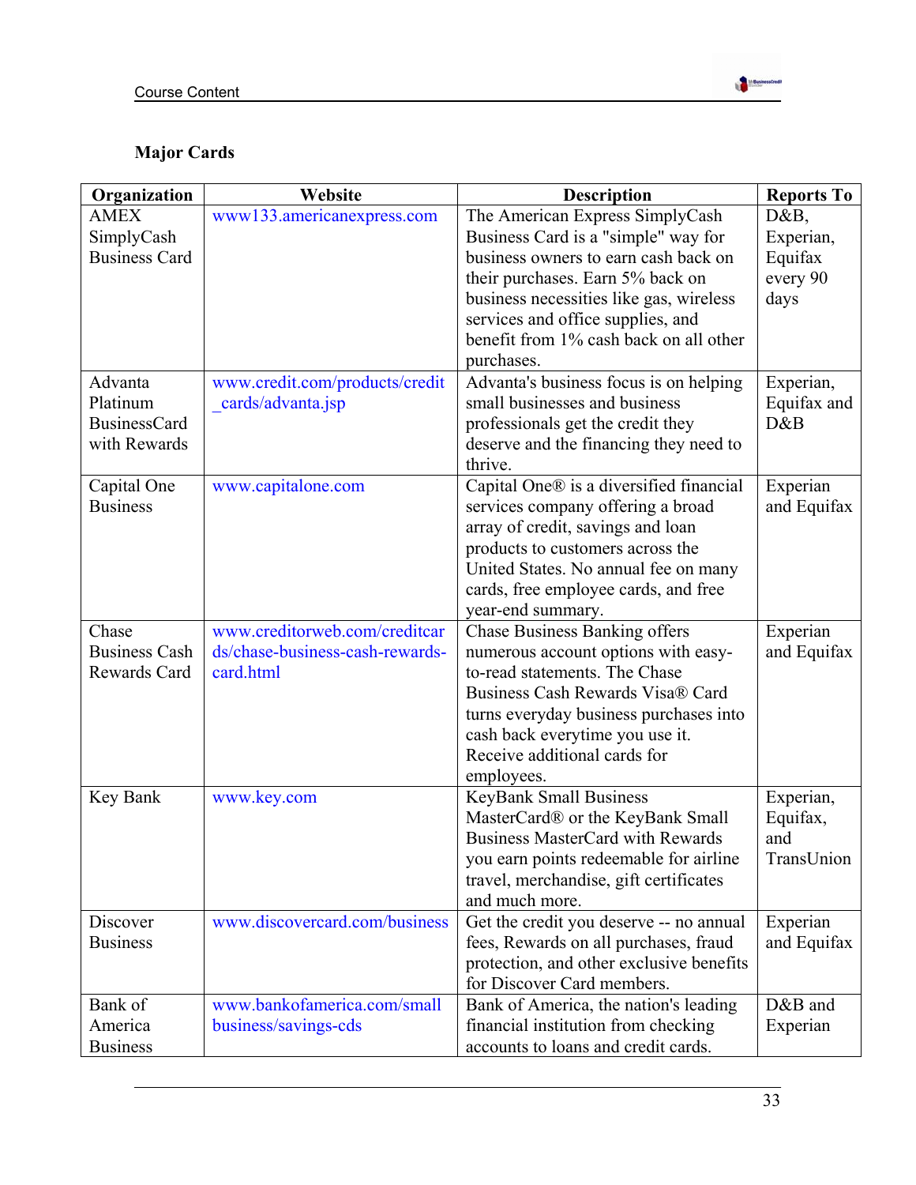## Major Cards

| Organization | Website | Description | Reports To |
|---|---|---|---|
| AMEX SimplyCash Business Card | www133.americanexpress.com | The American Express SimplyCash Business Card is a "simple" way for business owners to earn cash back on their purchases. Earn 5% back on business necessities like gas, wireless services and office supplies, and benefit from 1% cash back on all other purchases. | D&B, Experian, Equifax every 90 days |
| Advanta Platinum BusinessCard with Rewards | www.credit.com/products/credit_cards/advanta.jsp | Advanta's business focus is on helping small businesses and business professionals get the credit they deserve and the financing they need to thrive. | Experian, Equifax and D&B |
| Capital One Business | www.capitalone.com | Capital One® is a diversified financial services company offering a broad array of credit, savings and loan products to customers across the United States. No annual fee on many cards, free employee cards, and free year-end summary. | Experian and Equifax |
| Chase Business Cash Rewards Card | www.creditorweb.com/creditcards/chase-business-cash-rewards-card.html | Chase Business Banking offers numerous account options with easy-to-read statements. The Chase Business Cash Rewards Visa® Card turns everyday business purchases into cash back everytime you use it. Receive additional cards for employees. | Experian and Equifax |
| Key Bank | www.key.com | KeyBank Small Business MasterCard® or the KeyBank Small Business MasterCard with Rewards you earn points redeemable for airline travel, merchandise, gift certificates and much more. | Experian, Equifax, and TransUnion |
| Discover Business | www.discovercard.com/business | Get the credit you deserve -- no annual fees, Rewards on all purchases, fraud protection, and other exclusive benefits for Discover Card members. | Experian and Equifax |
| Bank of America Business | www.bankofamerica.com/smallbusiness/savings-cds | Bank of America, the nation's leading financial institution from checking accounts to loans and credit cards. | D&B and Experian |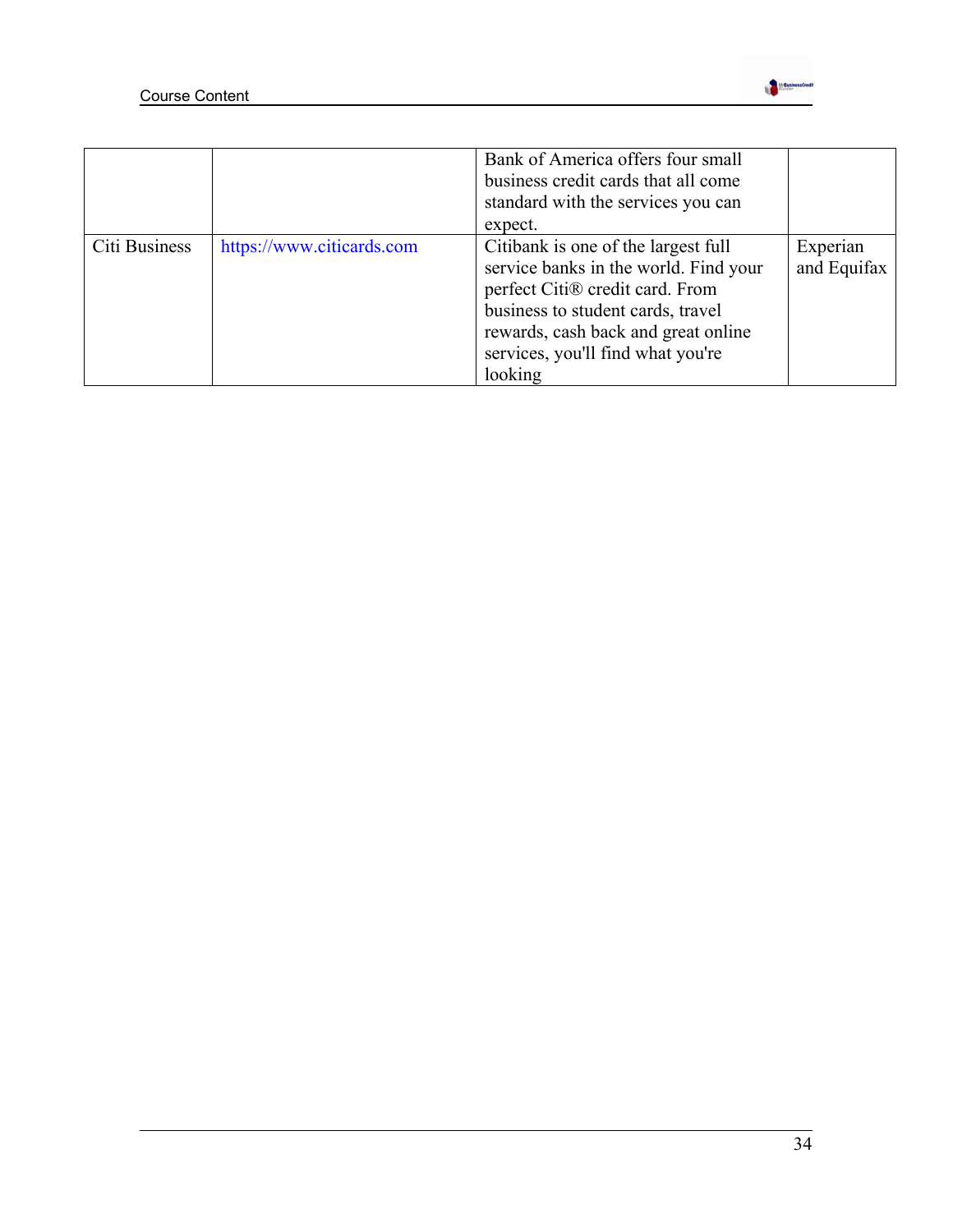| | | | |
|---|---|---|---|
| | | Bank of America offers four small business credit cards that all come standard with the services you can expect. | |
| Citi Business | https://www.citicards.com | Citibank is one of the largest full service banks in the world. Find your perfect Citi® credit card. From business to student cards, travel rewards, cash back and great online services, you'll find what you're looking | Experian and Equifax |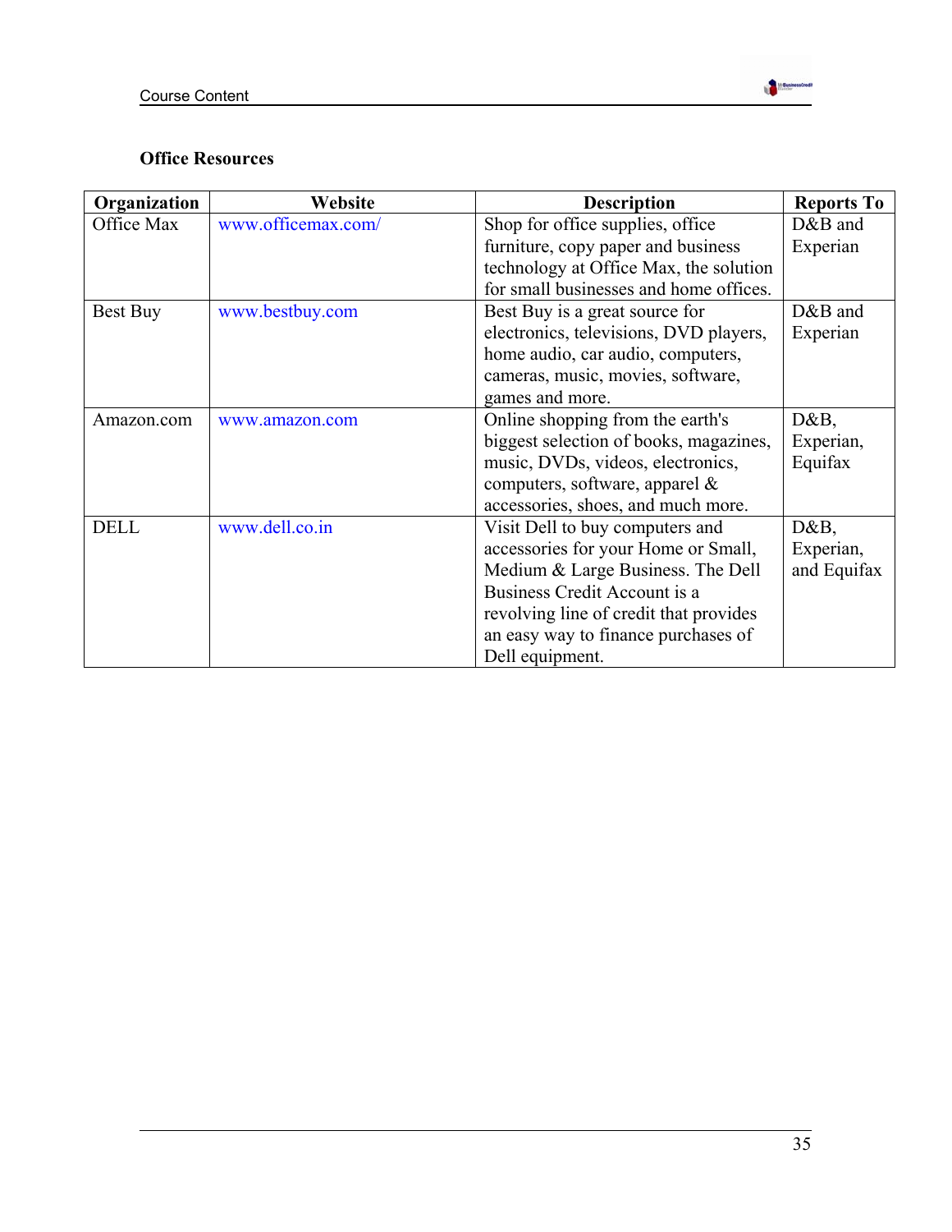### Office Resources

| Organization | Website | Description | Reports To |
|---|---|---|---|
| Office Max | www.officemax.com/ | Shop for office supplies, office furniture, copy paper and business technology at Office Max, the solution for small businesses and home offices. | D&B and Experian |
| Best Buy | www.bestbuy.com | Best Buy is a great source for electronics, televisions, DVD players, home audio, car audio, computers, cameras, music, movies, software, games and more. | D&B and Experian |
| Amazon.com | www.amazon.com | Online shopping from the earth's biggest selection of books, magazines, music, DVDs, videos, electronics, computers, software, apparel & accessories, shoes, and much more. | D&B, Experian, Equifax |
| DELL | www.dell.co.in | Visit Dell to buy computers and accessories for your Home or Small, Medium & Large Business. The Dell Business Credit Account is a revolving line of credit that provides an easy way to finance purchases of Dell equipment. | D&B, Experian, and Equifax |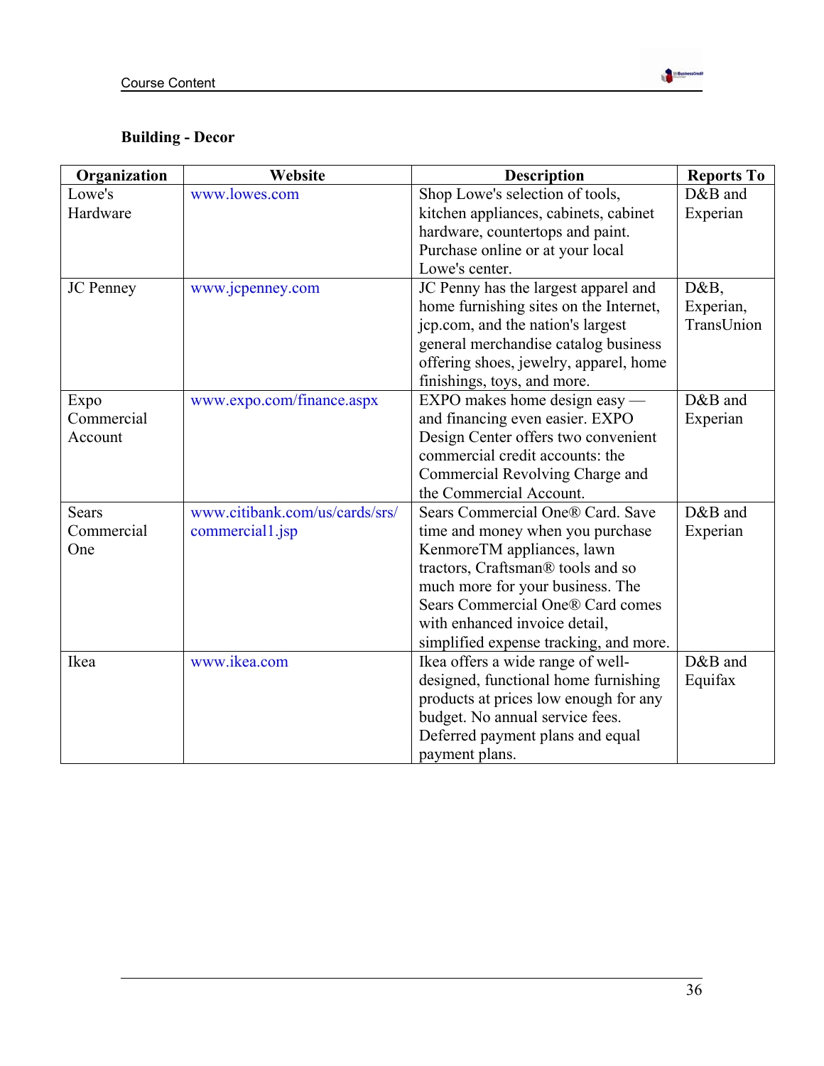**Building - Decor**

| Organization | Website | Description | Reports To |
|---|---|---|---|
| Lowe's Hardware | www.lowes.com | Shop Lowe's selection of tools, kitchen appliances, cabinets, cabinet hardware, countertops and paint. Purchase online or at your local Lowe's center. | D&B and Experian |
| JC Penney | www.jcpenney.com | JC Penny has the largest apparel and home furnishing sites on the Internet, jcp.com, and the nation's largest general merchandise catalog business offering shoes, jewelry, apparel, home finishings, toys, and more. | D&B, Experian, TransUnion |
| Expo Commercial Account | www.expo.com/finance.aspx | EXPO makes home design easy — and financing even easier. EXPO Design Center offers two convenient commercial credit accounts: the Commercial Revolving Charge and the Commercial Account. | D&B and Experian |
| Sears Commercial One | www.citibank.com/us/cards/srs/commercial1.jsp | Sears Commercial One® Card. Save time and money when you purchase KenmoreTM appliances, lawn tractors, Craftsman® tools and so much more for your business. The Sears Commercial One® Card comes with enhanced invoice detail, simplified expense tracking, and more. | D&B and Experian |
| Ikea | www.ikea.com | Ikea offers a wide range of well-designed, functional home furnishing products at prices low enough for any budget. No annual service fees. Deferred payment plans and equal payment plans. | D&B and Equifax |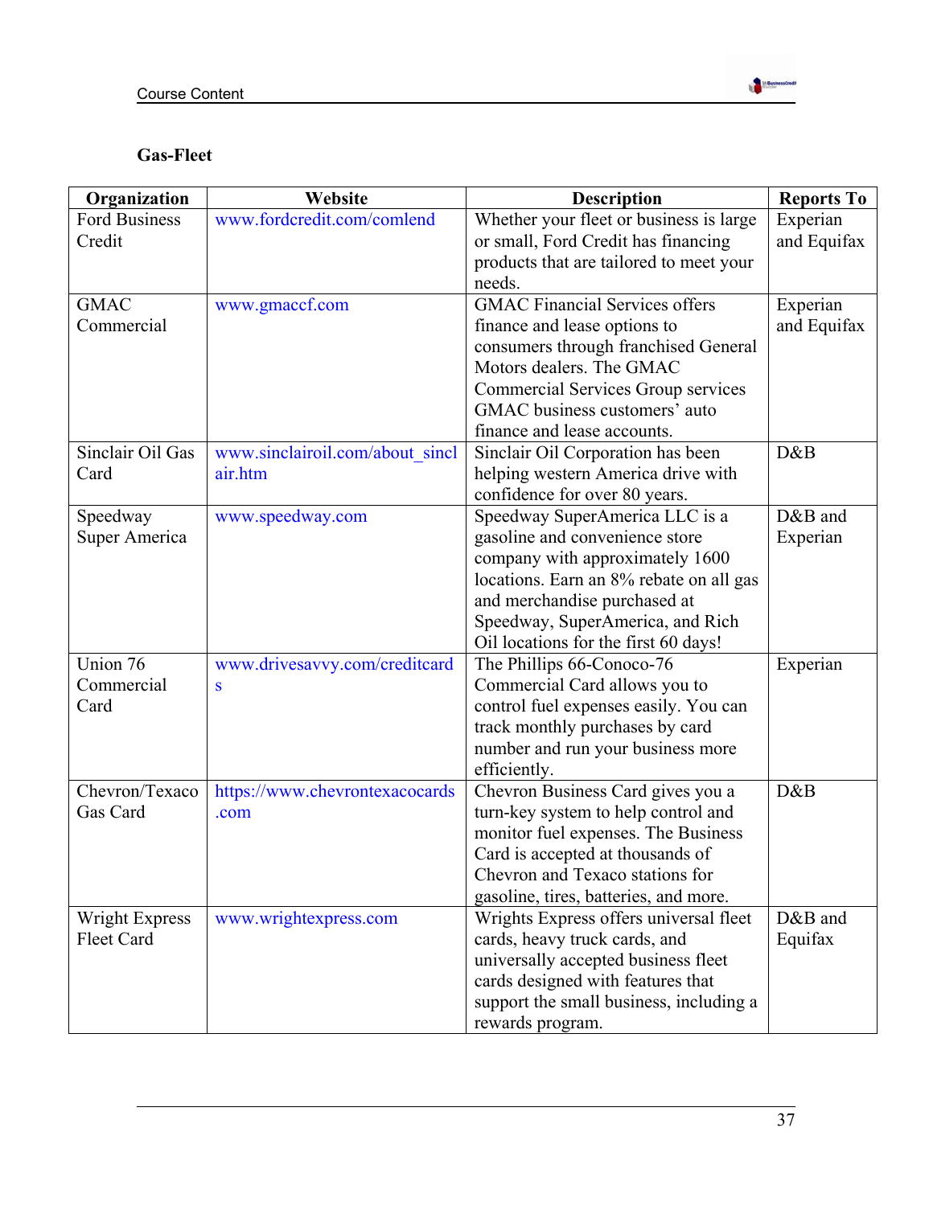## Gas-Fleet

| Organization | Website | Description | Reports To |
|---|---|---|---|
| Ford Business Credit | www.fordcredit.com/comlend | Whether your fleet or business is large or small, Ford Credit has financing products that are tailored to meet your needs. | Experian and Equifax |
| GMAC Commercial | www.gmaccf.com | GMAC Financial Services offers finance and lease options to consumers through franchised General Motors dealers. The GMAC Commercial Services Group services GMAC business customers' auto finance and lease accounts. | Experian and Equifax |
| Sinclair Oil Gas Card | www.sinclairoil.com/about_sinclair.htm | Sinclair Oil Corporation has been helping western America drive with confidence for over 80 years. | D&B |
| Speedway Super America | www.speedway.com | Speedway SuperAmerica LLC is a gasoline and convenience store company with approximately 1600 locations. Earn an 8% rebate on all gas and merchandise purchased at Speedway, SuperAmerica, and Rich Oil locations for the first 60 days! | D&B and Experian |
| Union 76 Commercial Card | www.drivesavvy.com/creditcards | The Phillips 66-Conoco-76 Commercial Card allows you to control fuel expenses easily. You can track monthly purchases by card number and run your business more efficiently. | Experian |
| Chevron/Texaco Gas Card | https://www.chevrontexacocards.com | Chevron Business Card gives you a turn-key system to help control and monitor fuel expenses. The Business Card is accepted at thousands of Chevron and Texaco stations for gasoline, tires, batteries, and more. | D&B |
| Wright Express Fleet Card | www.wrightexpress.com | Wrights Express offers universal fleet cards, heavy truck cards, and universally accepted business fleet cards designed with features that support the small business, including a rewards program. | D&B and Equifax |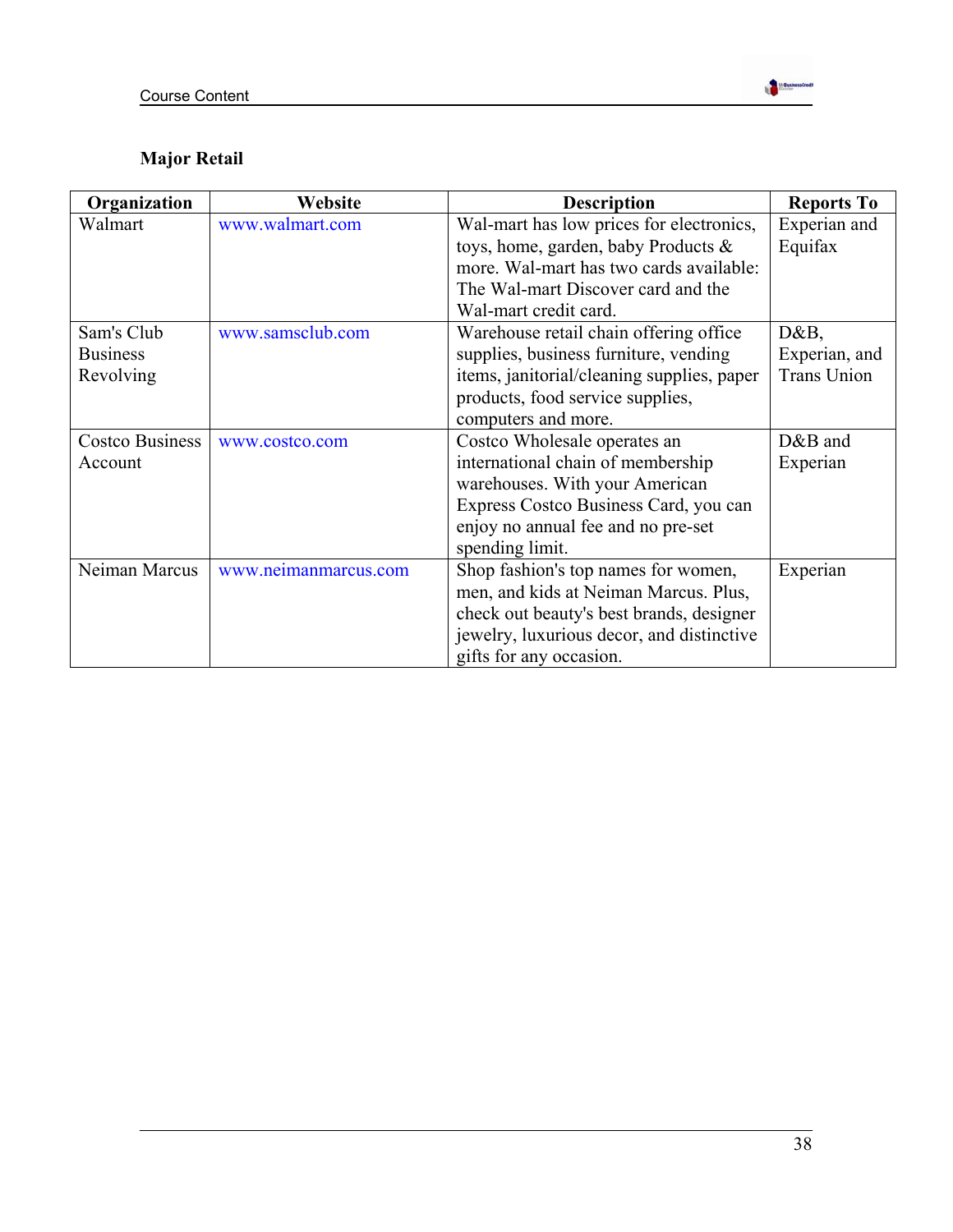**Major Retail**

| Organization | Website | Description | Reports To |
|---|---|---|---|
| Walmart | www.walmart.com | Wal-mart has low prices for electronics, toys, home, garden, baby Products & more. Wal-mart has two cards available: The Wal-mart Discover card and the Wal-mart credit card. | Experian and Equifax |
| Sam's Club Business Revolving | www.samsclub.com | Warehouse retail chain offering office supplies, business furniture, vending items, janitorial/cleaning supplies, paper products, food service supplies, computers and more. | D&B, Experian, and Trans Union |
| Costco Business Account | www.costco.com | Costco Wholesale operates an international chain of membership warehouses. With your American Express Costco Business Card, you can enjoy no annual fee and no pre-set spending limit. | D&B and Experian |
| Neiman Marcus | www.neimanmarcus.com | Shop fashion's top names for women, men, and kids at Neiman Marcus. Plus, check out beauty's best brands, designer jewelry, luxurious decor, and distinctive gifts for any occasion. | Experian |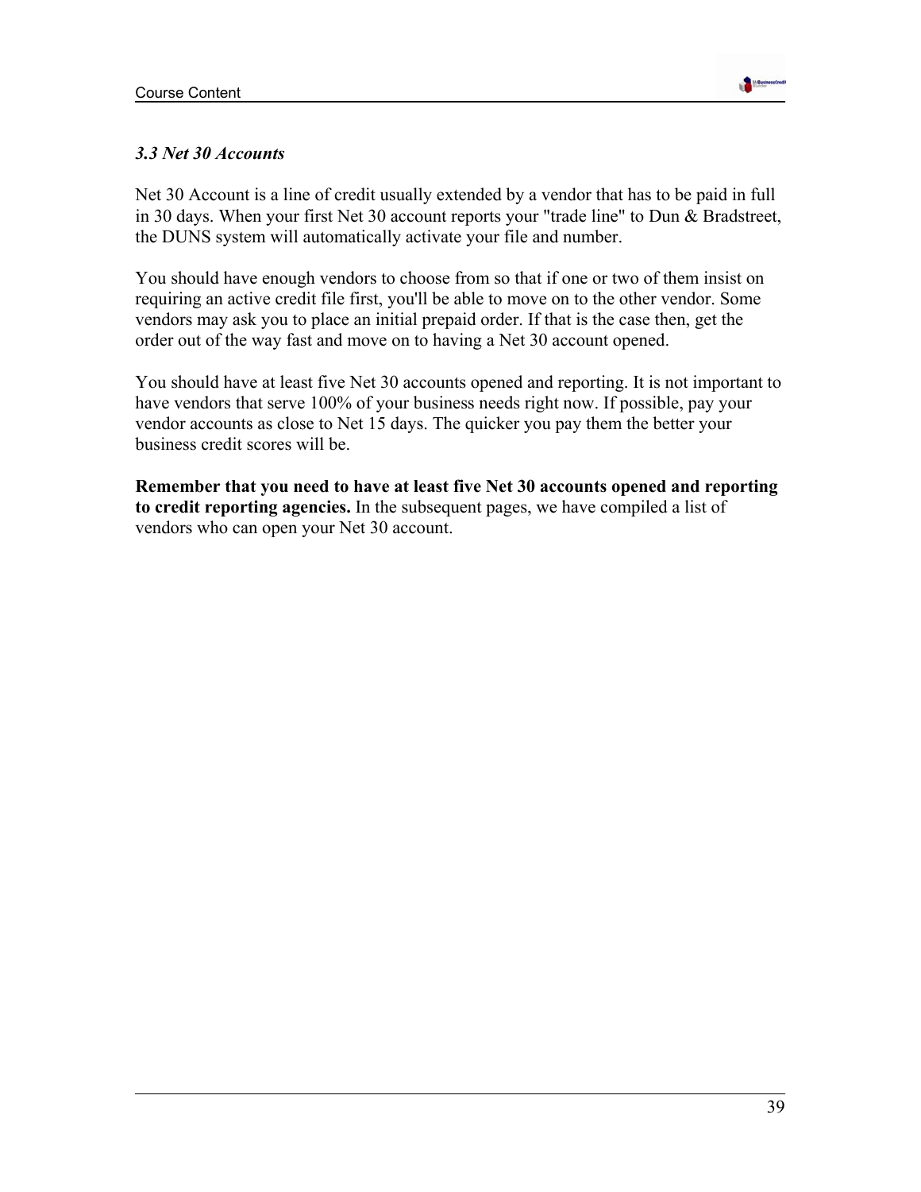### *3.3 Net 30 Accounts*

Net 30 Account is a line of credit usually extended by a vendor that has to be paid in full in 30 days. When your first Net 30 account reports your "trade line" to Dun & Bradstreet, the DUNS system will automatically activate your file and number.

You should have enough vendors to choose from so that if one or two of them insist on requiring an active credit file first, you'll be able to move on to the other vendor. Some vendors may ask you to place an initial prepaid order. If that is the case then, get the order out of the way fast and move on to having a Net 30 account opened.

You should have at least five Net 30 accounts opened and reporting. It is not important to have vendors that serve 100% of your business needs right now. If possible, pay your vendor accounts as close to Net 15 days. The quicker you pay them the better your business credit scores will be.

**Remember that you need to have at least five Net 30 accounts opened and reporting to credit reporting agencies.** In the subsequent pages, we have compiled a list of vendors who can open your Net 30 account.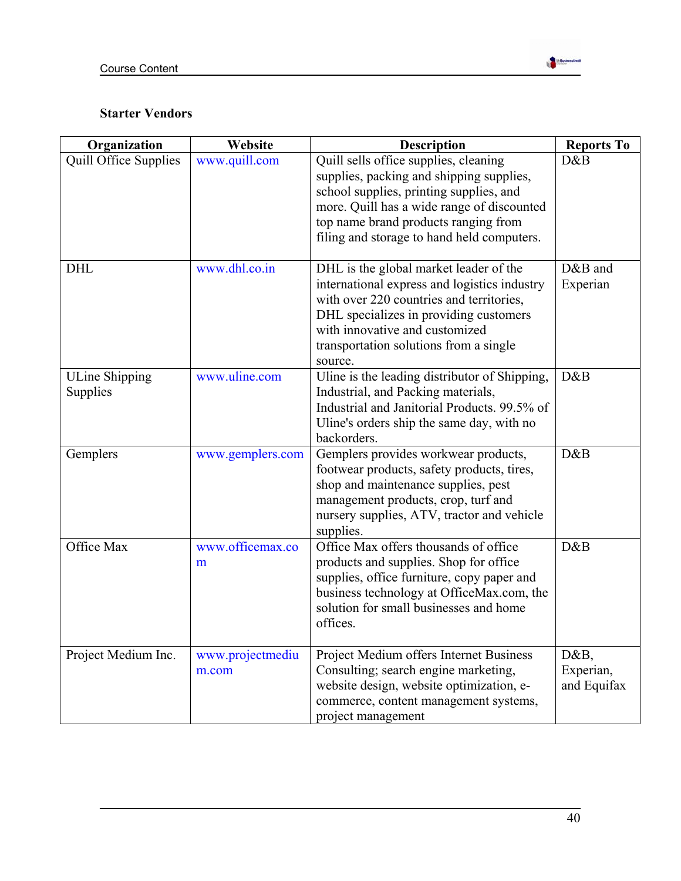### Starter Vendors

| Organization | Website | Description | Reports To |
|---|---|---|---|
| Quill Office Supplies | www.quill.com | Quill sells office supplies, cleaning supplies, packing and shipping supplies, school supplies, printing supplies, and more. Quill has a wide range of discounted top name brand products ranging from filing and storage to hand held computers. | D&B |
| DHL | www.dhl.co.in | DHL is the global market leader of the international express and logistics industry with over 220 countries and territories, DHL specializes in providing customers with innovative and customized transportation solutions from a single source. | D&B and Experian |
| ULine Shipping Supplies | www.uline.com | Uline is the leading distributor of Shipping, Industrial, and Packing materials, Industrial and Janitorial Products. 99.5% of Uline's orders ship the same day, with no backorders. | D&B |
| Gemplers | www.gemplers.com | Gemplers provides workwear products, footwear products, safety products, tires, shop and maintenance supplies, pest management products, crop, turf and nursery supplies, ATV, tractor and vehicle supplies. | D&B |
| Office Max | www.officemax.com | Office Max offers thousands of office products and supplies. Shop for office supplies, office furniture, copy paper and business technology at OfficeMax.com, the solution for small businesses and home offices. | D&B |
| Project Medium Inc. | www.projectmedium.com | Project Medium offers Internet Business Consulting; search engine marketing, website design, website optimization, e-commerce, content management systems, project management | D&B, Experian, and Equifax |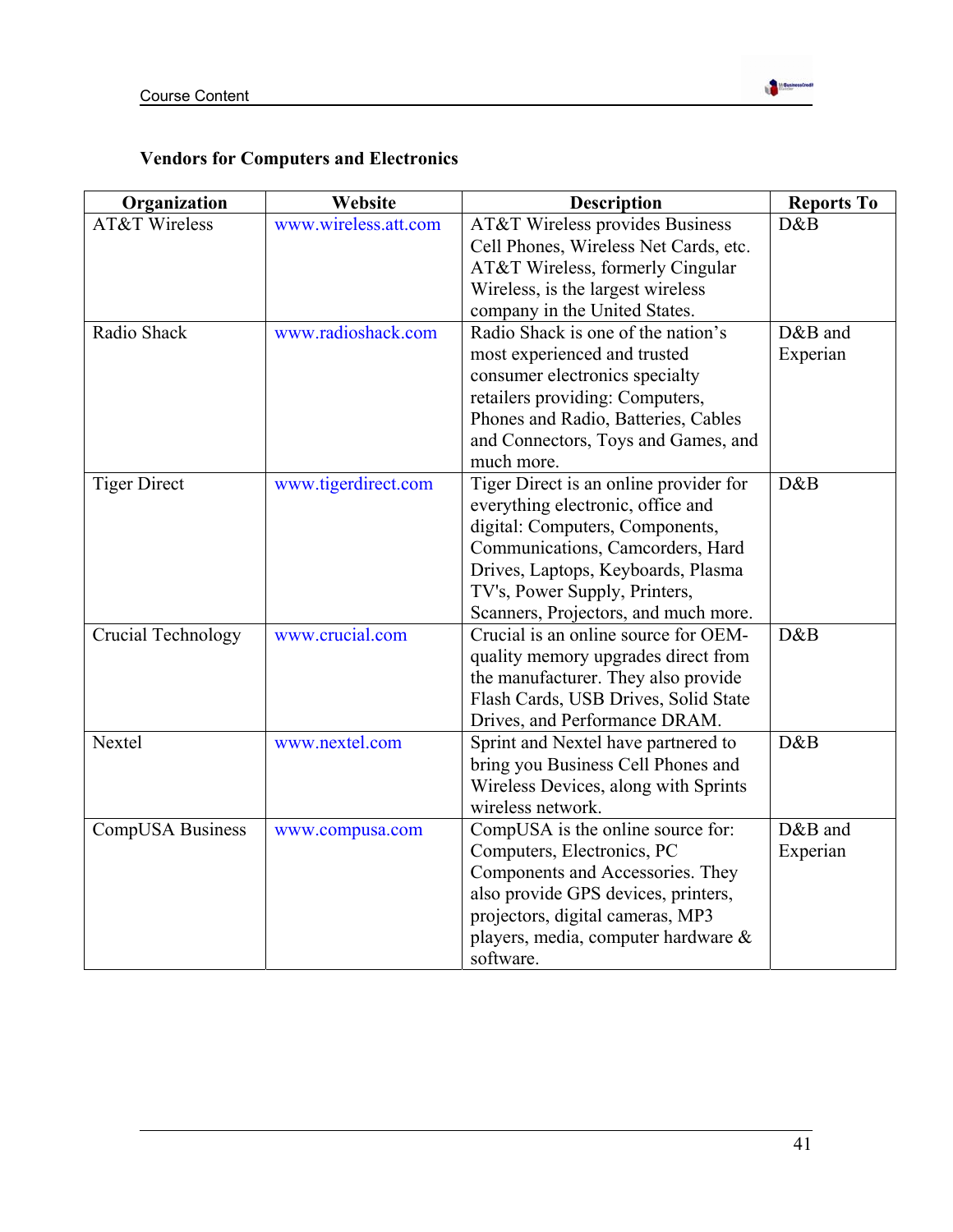**Vendors for Computers and Electronics**

| Organization | Website | Description | Reports To |
| --- | --- | --- | --- |
| AT&T Wireless | www.wireless.att.com | AT&T Wireless provides Business Cell Phones, Wireless Net Cards, etc. AT&T Wireless, formerly Cingular Wireless, is the largest wireless company in the United States. | D&B |
| Radio Shack | www.radioshack.com | Radio Shack is one of the nation's most experienced and trusted consumer electronics specialty retailers providing: Computers, Phones and Radio, Batteries, Cables and Connectors, Toys and Games, and much more. | D&B and Experian |
| Tiger Direct | www.tigerdirect.com | Tiger Direct is an online provider for everything electronic, office and digital: Computers, Components, Communications, Camcorders, Hard Drives, Laptops, Keyboards, Plasma TV's, Power Supply, Printers, Scanners, Projectors, and much more. | D&B |
| Crucial Technology | www.crucial.com | Crucial is an online source for OEM-quality memory upgrades direct from the manufacturer. They also provide Flash Cards, USB Drives, Solid State Drives, and Performance DRAM. | D&B |
| Nextel | www.nextel.com | Sprint and Nextel have partnered to bring you Business Cell Phones and Wireless Devices, along with Sprints wireless network. | D&B |
| CompUSA Business | www.compusa.com | CompUSA is the online source for: Computers, Electronics, PC Components and Accessories. They also provide GPS devices, printers, projectors, digital cameras, MP3 players, media, computer hardware & software. | D&B and Experian |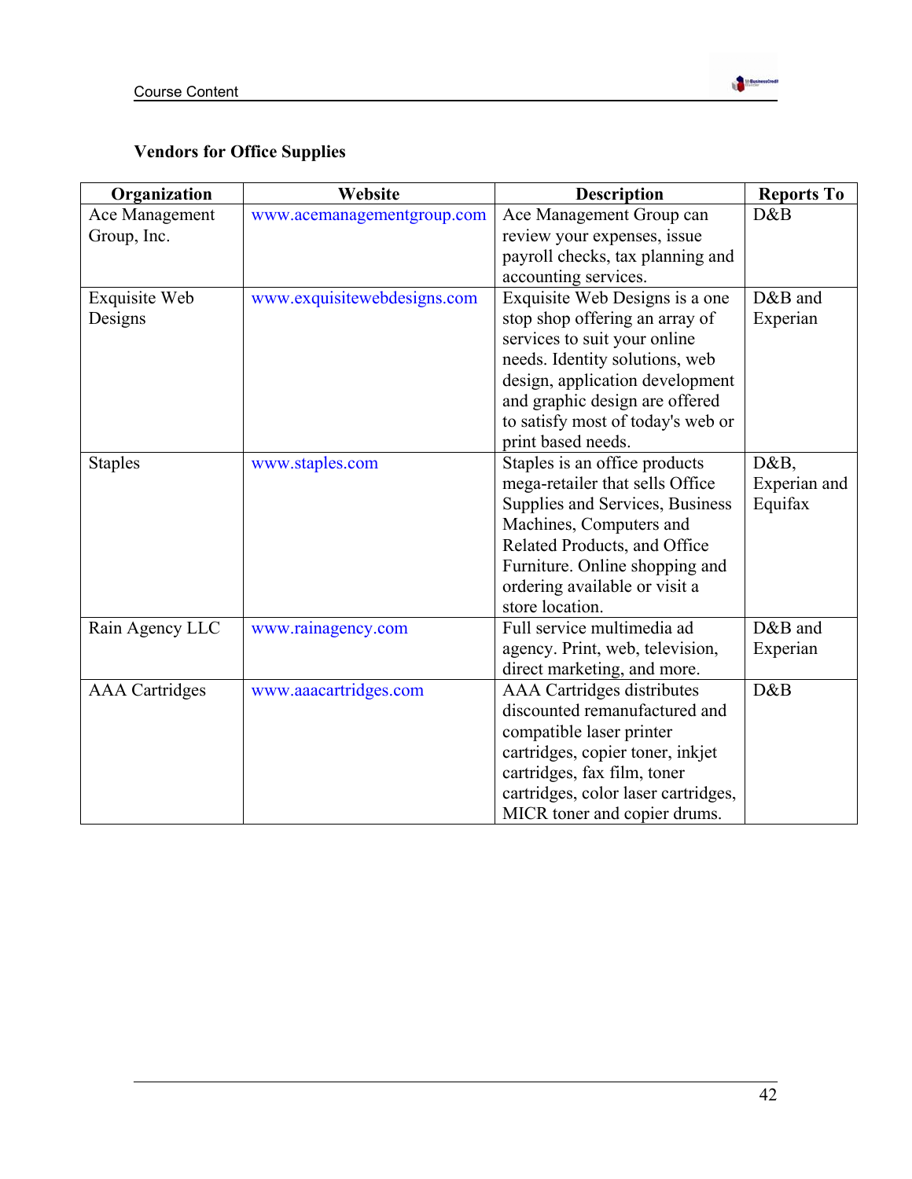### Vendors for Office Supplies

| Organization | Website | Description | Reports To |
|---|---|---|---|
| Ace Management Group, Inc. | www.acemanagementgroup.com | Ace Management Group can review your expenses, issue payroll checks, tax planning and accounting services. | D&B |
| Exquisite Web Designs | www.exquisitewebdesigns.com | Exquisite Web Designs is a one stop shop offering an array of services to suit your online needs. Identity solutions, web design, application development and graphic design are offered to satisfy most of today's web or print based needs. | D&B and Experian |
| Staples | www.staples.com | Staples is an office products mega-retailer that sells Office Supplies and Services, Business Machines, Computers and Related Products, and Office Furniture. Online shopping and ordering available or visit a store location. | D&B, Experian and Equifax |
| Rain Agency LLC | www.rainagency.com | Full service multimedia ad agency. Print, web, television, direct marketing, and more. | D&B and Experian |
| AAA Cartridges | www.aaacartridges.com | AAA Cartridges distributes discounted remanufactured and compatible laser printer cartridges, copier toner, inkjet cartridges, fax film, toner cartridges, color laser cartridges, MICR toner and copier drums. | D&B |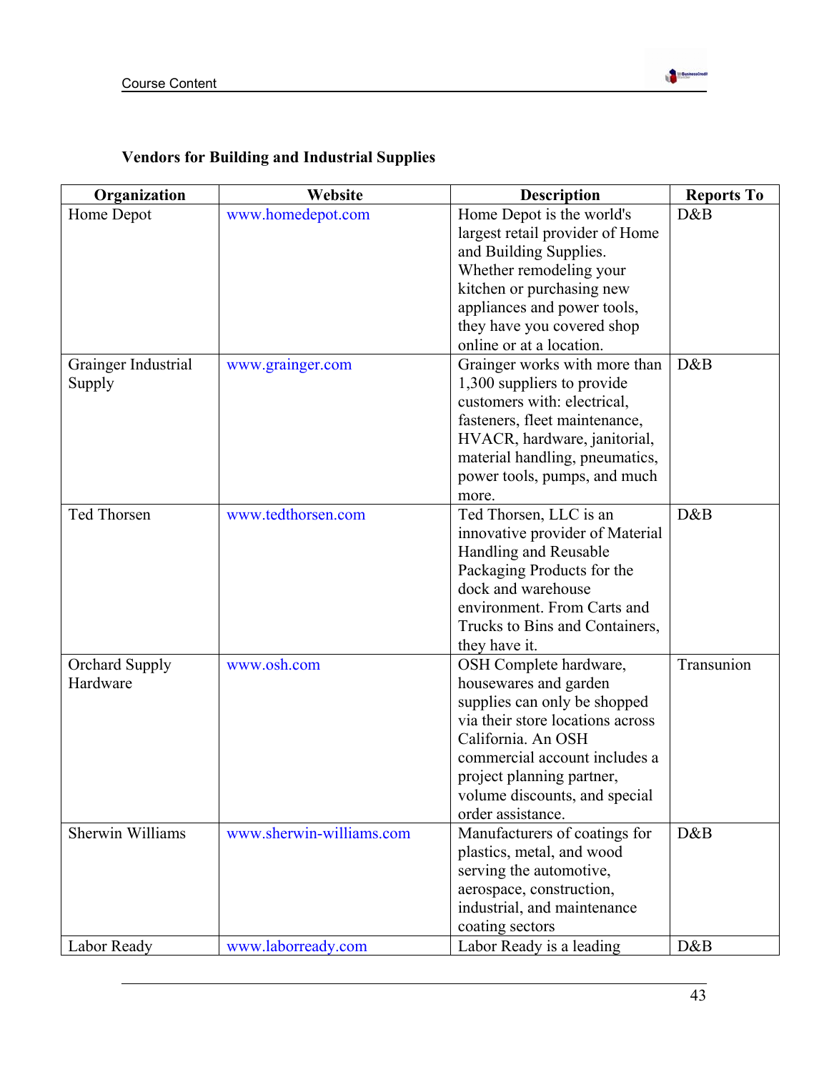**Vendors for Building and Industrial Supplies**

| Organization | Website | Description | Reports To |
|---|---|---|---|
| Home Depot | www.homedepot.com | Home Depot is the world's largest retail provider of Home and Building Supplies. Whether remodeling your kitchen or purchasing new appliances and power tools, they have you covered shop online or at a location. | D&B |
| Grainger Industrial Supply | www.grainger.com | Grainger works with more than 1,300 suppliers to provide customers with: electrical, fasteners, fleet maintenance, HVACR, hardware, janitorial, material handling, pneumatics, power tools, pumps, and much more. | D&B |
| Ted Thorsen | www.tedthorsen.com | Ted Thorsen, LLC is an innovative provider of Material Handling and Reusable Packaging Products for the dock and warehouse environment. From Carts and Trucks to Bins and Containers, they have it. | D&B |
| Orchard Supply Hardware | www.osh.com | OSH Complete hardware, housewares and garden supplies can only be shopped via their store locations across California. An OSH commercial account includes a project planning partner, volume discounts, and special order assistance. | Transunion |
| Sherwin Williams | www.sherwin-williams.com | Manufacturers of coatings for plastics, metal, and wood serving the automotive, aerospace, construction, industrial, and maintenance coating sectors | D&B |
| Labor Ready | www.laborready.com | Labor Ready is a leading | D&B |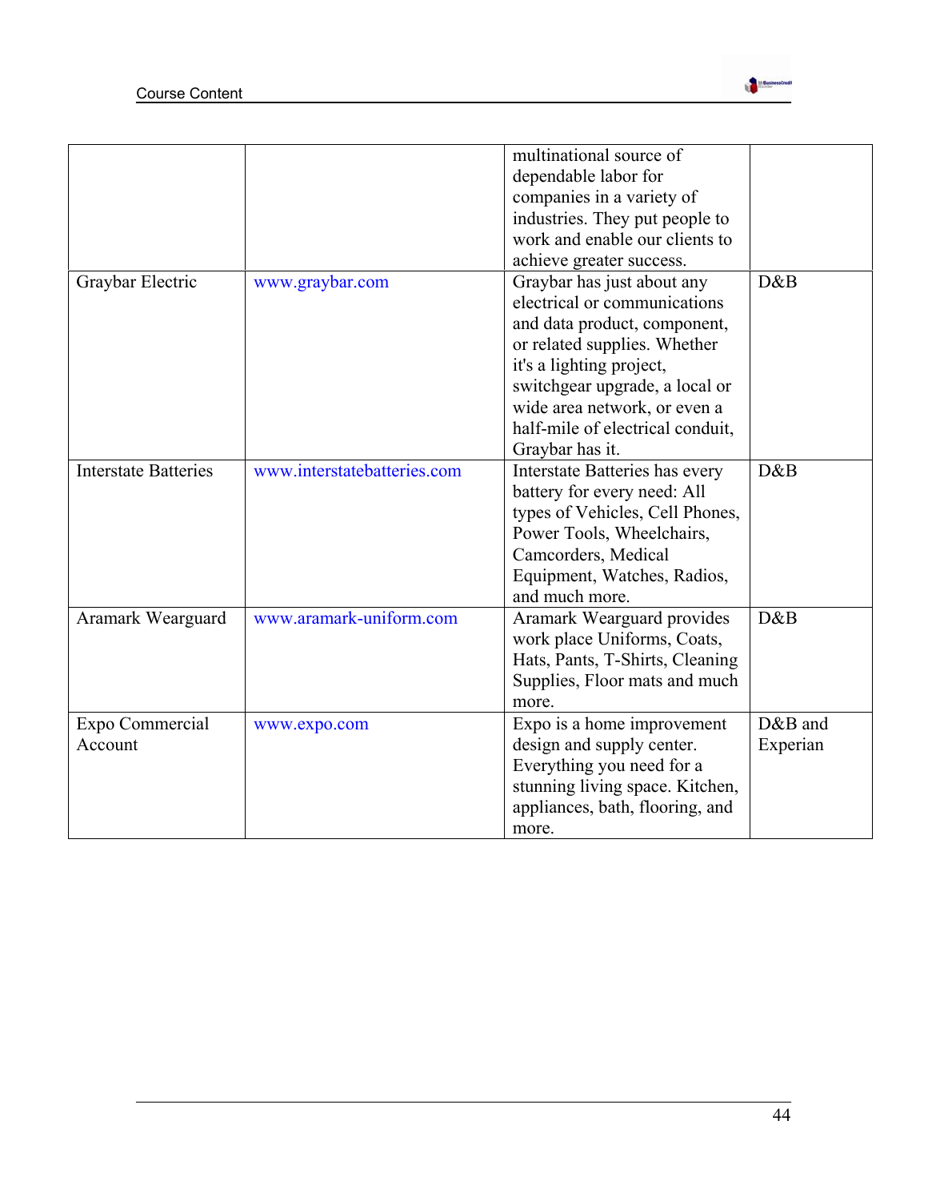| | | | |
|---|---|---|---|
| | | multinational source of dependable labor for companies in a variety of industries. They put people to work and enable our clients to achieve greater success. | |
| Graybar Electric | www.graybar.com | Graybar has just about any electrical or communications and data product, component, or related supplies. Whether it's a lighting project, switchgear upgrade, a local or wide area network, or even a half-mile of electrical conduit, Graybar has it. | D&B |
| Interstate Batteries | www.interstatebatteries.com | Interstate Batteries has every battery for every need: All types of Vehicles, Cell Phones, Power Tools, Wheelchairs, Camcorders, Medical Equipment, Watches, Radios, and much more. | D&B |
| Aramark Wearguard | www.aramark-uniform.com | Aramark Wearguard provides work place Uniforms, Coats, Hats, Pants, T-Shirts, Cleaning Supplies, Floor mats and much more. | D&B |
| Expo Commercial Account | www.expo.com | Expo is a home improvement design and supply center. Everything you need for a stunning living space. Kitchen, appliances, bath, flooring, and more. | D&B and Experian |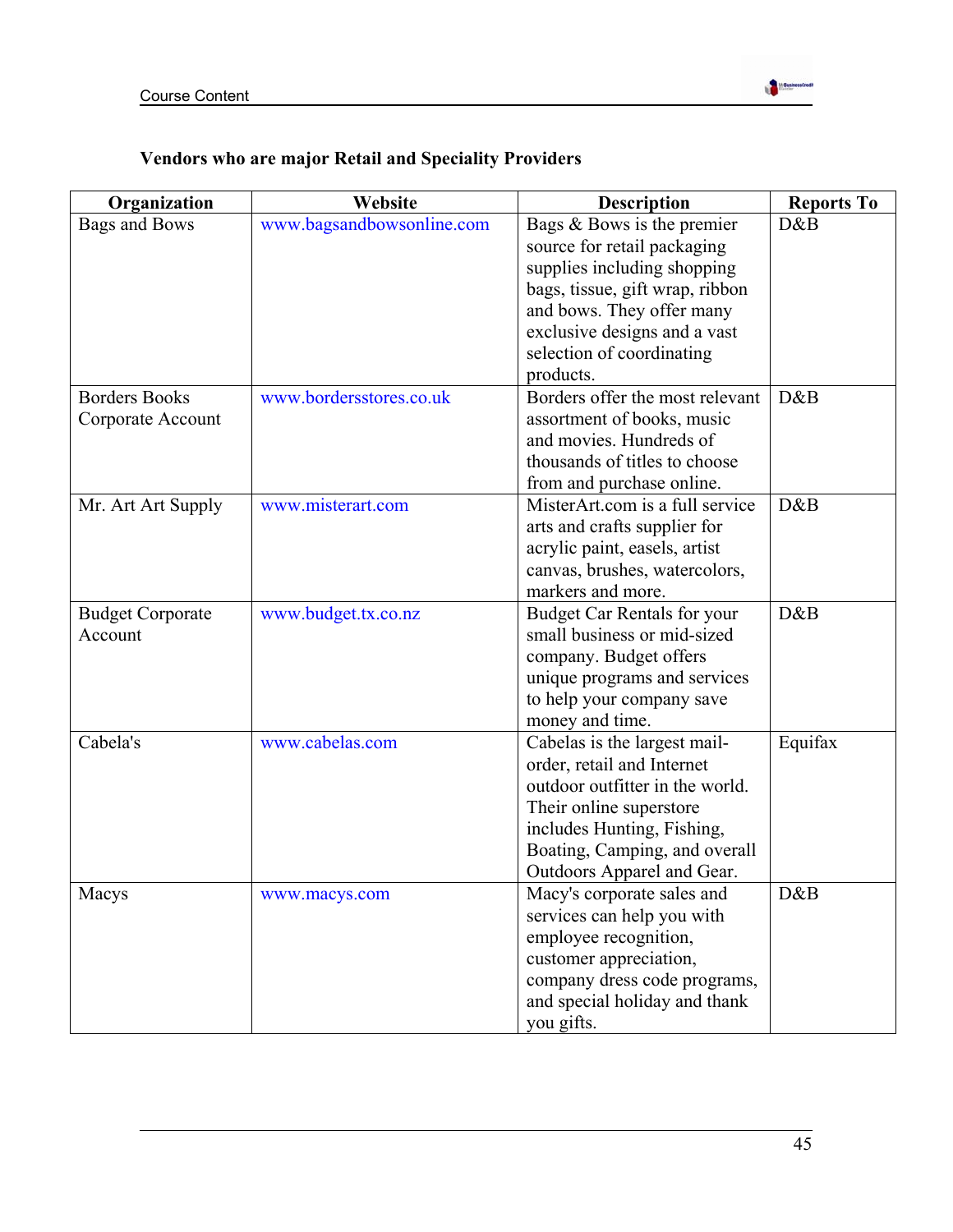### Vendors who are major Retail and Speciality Providers

| Organization | Website | Description | Reports To |
|---|---|---|---|
| Bags and Bows | www.bagsandbowsonline.com | Bags & Bows is the premier source for retail packaging supplies including shopping bags, tissue, gift wrap, ribbon and bows. They offer many exclusive designs and a vast selection of coordinating products. | D&B |
| Borders Books Corporate Account | www.bordersstores.co.uk | Borders offer the most relevant assortment of books, music and movies. Hundreds of thousands of titles to choose from and purchase online. | D&B |
| Mr. Art Art Supply | www.misterart.com | MisterArt.com is a full service arts and crafts supplier for acrylic paint, easels, artist canvas, brushes, watercolors, markers and more. | D&B |
| Budget Corporate Account | www.budget.tx.co.nz | Budget Car Rentals for your small business or mid-sized company. Budget offers unique programs and services to help your company save money and time. | D&B |
| Cabela's | www.cabelas.com | Cabelas is the largest mail-order, retail and Internet outdoor outfitter in the world. Their online superstore includes Hunting, Fishing, Boating, Camping, and overall Outdoors Apparel and Gear. | Equifax |
| Macys | www.macys.com | Macy's corporate sales and services can help you with employee recognition, customer appreciation, company dress code programs, and special holiday and thank you gifts. | D&B |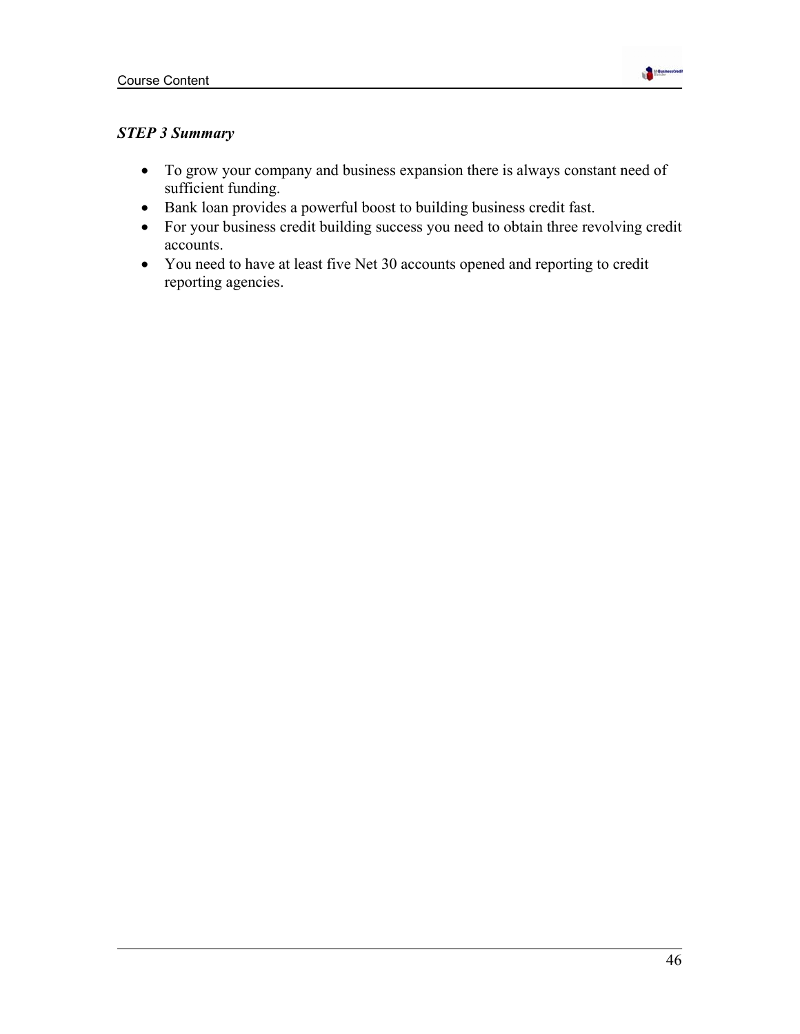***STEP 3 Summary***

- To grow your company and business expansion there is always constant need of sufficient funding.
- Bank loan provides a powerful boost to building business credit fast.
- For your business credit building success you need to obtain three revolving credit accounts.
- You need to have at least five Net 30 accounts opened and reporting to credit reporting agencies.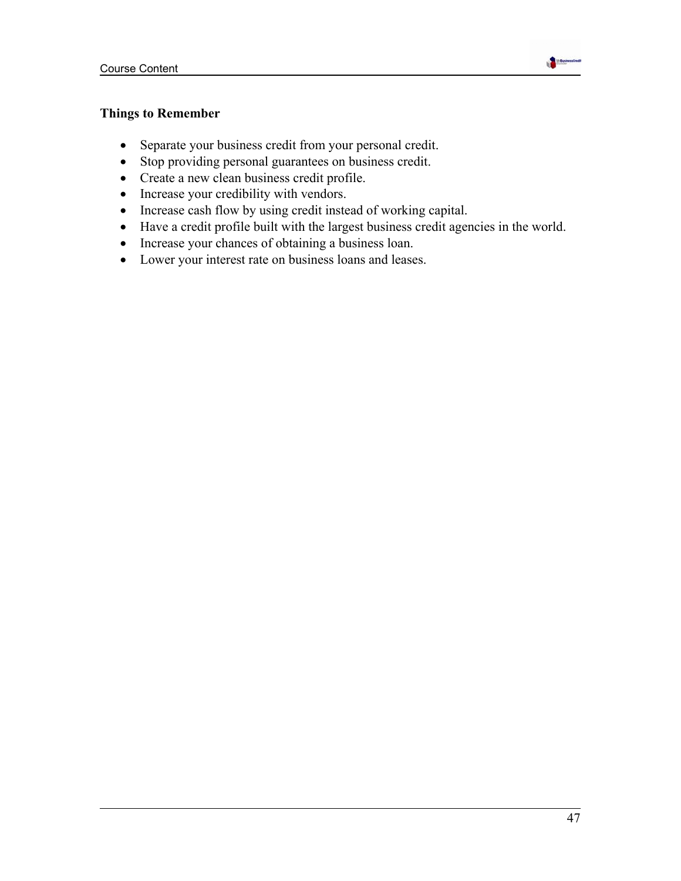### Things to Remember

- Separate your business credit from your personal credit.
- Stop providing personal guarantees on business credit.
- Create a new clean business credit profile.
- Increase your credibility with vendors.
- Increase cash flow by using credit instead of working capital.
- Have a credit profile built with the largest business credit agencies in the world.
- Increase your chances of obtaining a business loan.
- Lower your interest rate on business loans and leases.